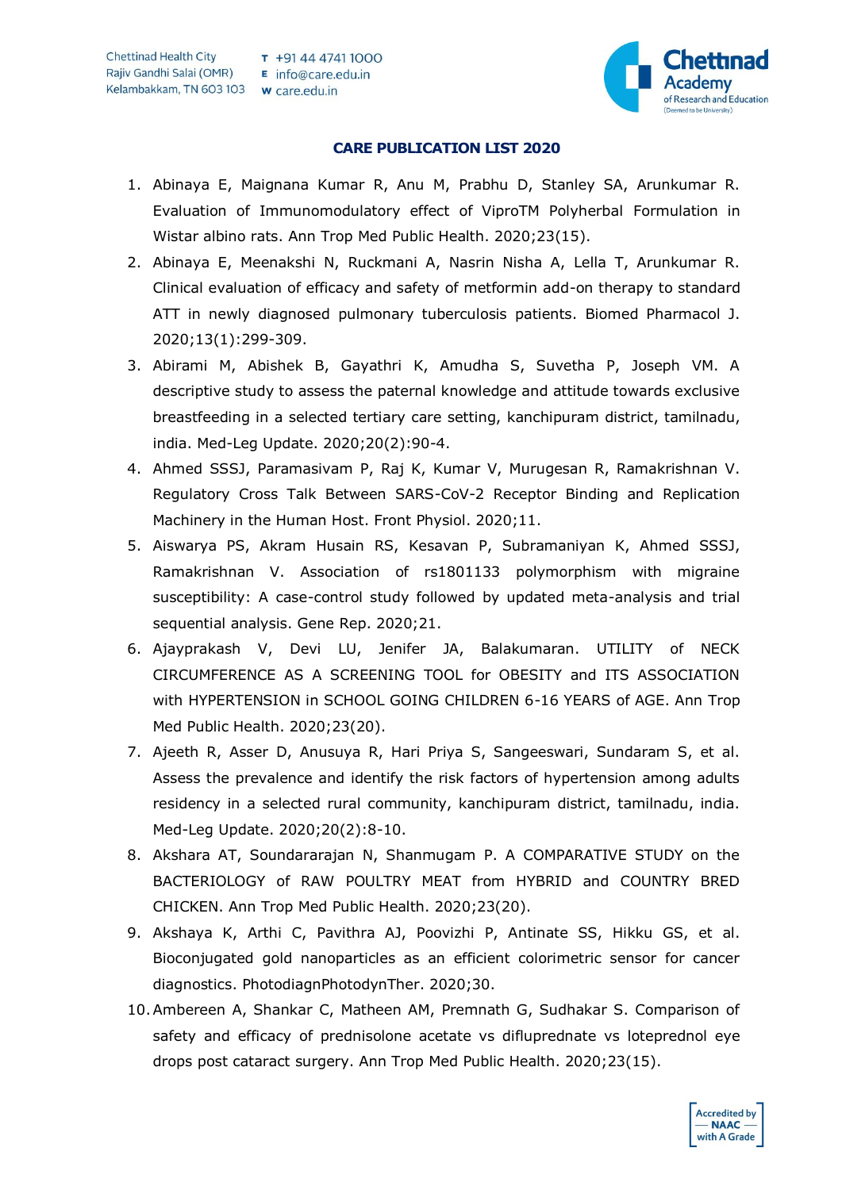**CARE PUBLICATION LIST 2020**

1. Abinaya E, Maignana Kumar R, Anu M, Prabhu D, Stanley SA, Arunkumar R. Evaluation of Immunomodulatory effect of ViproTM Polyherbal Formulation in Wistar albino rats. Ann Trop Med Public Health. 2020;23(15).
2. Abinaya E, Meenakshi N, Ruckmani A, Nasrin Nisha A, Lella T, Arunkumar R. Clinical evaluation of efficacy and safety of metformin add-on therapy to standard ATT in newly diagnosed pulmonary tuberculosis patients. Biomed Pharmacol J. 2020;13(1):299-309.
3. Abirami M, Abishek B, Gayathri K, Amudha S, Suvetha P, Joseph VM. A descriptive study to assess the paternal knowledge and attitude towards exclusive breastfeeding in a selected tertiary care setting, kanchipuram district, tamilnadu, india. Med-Leg Update. 2020;20(2):90-4.
4. Ahmed SSSJ, Paramasivam P, Raj K, Kumar V, Murugesan R, Ramakrishnan V. Regulatory Cross Talk Between SARS-CoV-2 Receptor Binding and Replication Machinery in the Human Host. Front Physiol. 2020;11.
5. Aiswarya PS, Akram Husain RS, Kesavan P, Subramaniyan K, Ahmed SSSJ, Ramakrishnan V. Association of rs1801133 polymorphism with migraine susceptibility: A case-control study followed by updated meta-analysis and trial sequential analysis. Gene Rep. 2020;21.
6. Ajayprakash V, Devi LU, Jenifer JA, Balakumaran. UTILITY of NECK CIRCUMFERENCE AS A SCREENING TOOL for OBESITY and ITS ASSOCIATION with HYPERTENSION in SCHOOL GOING CHILDREN 6-16 YEARS of AGE. Ann Trop Med Public Health. 2020;23(20).
7. Ajeeth R, Asser D, Anusuya R, Hari Priya S, Sangeeswari, Sundaram S, et al. Assess the prevalence and identify the risk factors of hypertension among adults residency in a selected rural community, kanchipuram district, tamilnadu, india. Med-Leg Update. 2020;20(2):8-10.
8. Akshara AT, Soundararajan N, Shanmugam P. A COMPARATIVE STUDY on the BACTERIOLOGY of RAW POULTRY MEAT from HYBRID and COUNTRY BRED CHICKEN. Ann Trop Med Public Health. 2020;23(20).
9. Akshaya K, Arthi C, Pavithra AJ, Poovizhi P, Antinate SS, Hikku GS, et al. Bioconjugated gold nanoparticles as an efficient colorimetric sensor for cancer diagnostics. PhotodiagnPhotodynTher. 2020;30.
10. Ambereen A, Shankar C, Matheen AM, Premnath G, Sudhakar S. Comparison of safety and efficacy of prednisolone acetate vs difluprednate vs loteprednol eye drops post cataract surgery. Ann Trop Med Public Health. 2020;23(15).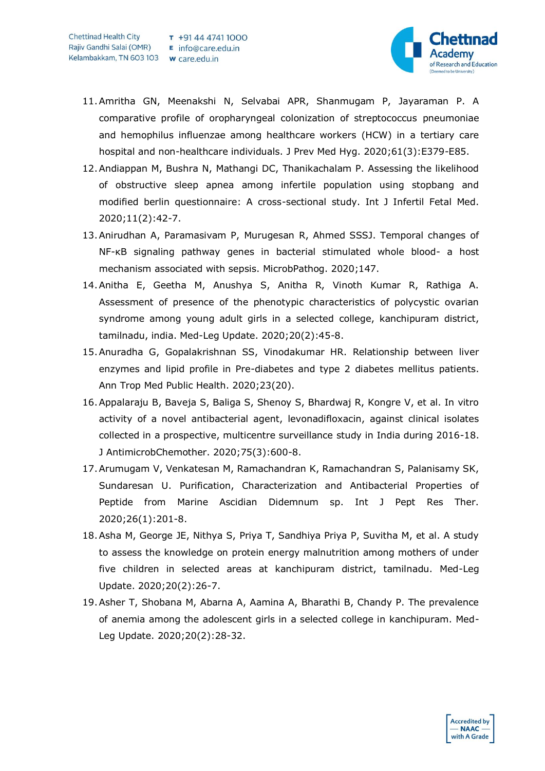11. Amritha GN, Meenakshi N, Selvabai APR, Shanmugam P, Jayaraman P. A comparative profile of oropharyngeal colonization of streptococcus pneumoniae and hemophilus influenzae among healthcare workers (HCW) in a tertiary care hospital and non-healthcare individuals. J Prev Med Hyg. 2020;61(3):E379-E85.
12. Andiappan M, Bushra N, Mathangi DC, Thanikachalam P. Assessing the likelihood of obstructive sleep apnea among infertile population using stopbang and modified berlin questionnaire: A cross-sectional study. Int J Infertil Fetal Med. 2020;11(2):42-7.
13. Anirudhan A, Paramasivam P, Murugesan R, Ahmed SSSJ. Temporal changes of NF-κB signaling pathway genes in bacterial stimulated whole blood- a host mechanism associated with sepsis. MicrobPathog. 2020;147.
14. Anitha E, Geetha M, Anushya S, Anitha R, Vinoth Kumar R, Rathiga A. Assessment of presence of the phenotypic characteristics of polycystic ovarian syndrome among young adult girls in a selected college, kanchipuram district, tamilnadu, india. Med-Leg Update. 2020;20(2):45-8.
15. Anuradha G, Gopalakrishnan SS, Vinodakumar HR. Relationship between liver enzymes and lipid profile in Pre-diabetes and type 2 diabetes mellitus patients. Ann Trop Med Public Health. 2020;23(20).
16. Appalaraju B, Baveja S, Baliga S, Shenoy S, Bhardwaj R, Kongre V, et al. In vitro activity of a novel antibacterial agent, levonadifloxacin, against clinical isolates collected in a prospective, multicentre surveillance study in India during 2016-18. J AntimicrobChemother. 2020;75(3):600-8.
17. Arumugam V, Venkatesan M, Ramachandran K, Ramachandran S, Palanisamy SK, Sundaresan U. Purification, Characterization and Antibacterial Properties of Peptide from Marine Ascidian Didemnum sp. Int J Pept Res Ther. 2020;26(1):201-8.
18. Asha M, George JE, Nithya S, Priya T, Sandhiya Priya P, Suvitha M, et al. A study to assess the knowledge on protein energy malnutrition among mothers of under five children in selected areas at kanchipuram district, tamilnadu. Med-Leg Update. 2020;20(2):26-7.
19. Asher T, Shobana M, Abarna A, Aamina A, Bharathi B, Chandy P. The prevalence of anemia among the adolescent girls in a selected college in kanchipuram. Med-Leg Update. 2020;20(2):28-32.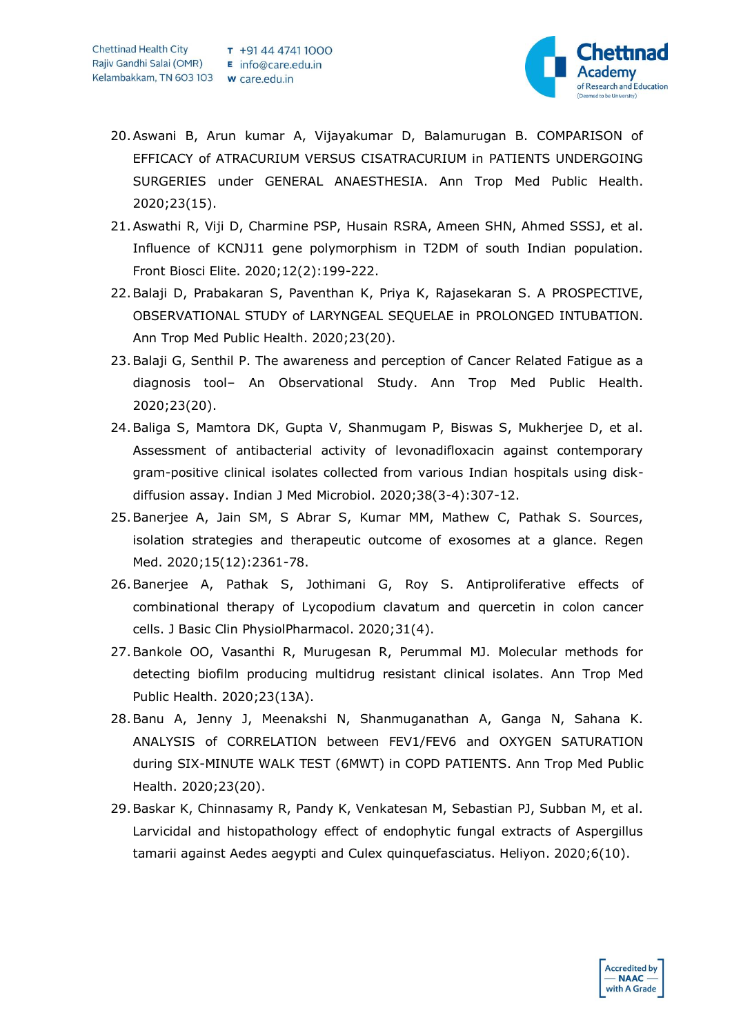20. Aswani B, Arun kumar A, Vijayakumar D, Balamurugan B. COMPARISON of EFFICACY of ATRACURIUM VERSUS CISATRACURIUM in PATIENTS UNDERGOING SURGERIES under GENERAL ANAESTHESIA. Ann Trop Med Public Health. 2020;23(15).
21. Aswathi R, Viji D, Charmine PSP, Husain RSRA, Ameen SHN, Ahmed SSSJ, et al. Influence of KCNJ11 gene polymorphism in T2DM of south Indian population. Front Biosci Elite. 2020;12(2):199-222.
22. Balaji D, Prabakaran S, Paventhan K, Priya K, Rajasekaran S. A PROSPECTIVE, OBSERVATIONAL STUDY of LARYNGEAL SEQUELAE in PROLONGED INTUBATION. Ann Trop Med Public Health. 2020;23(20).
23. Balaji G, Senthil P. The awareness and perception of Cancer Related Fatigue as a diagnosis tool– An Observational Study. Ann Trop Med Public Health. 2020;23(20).
24. Baliga S, Mamtora DK, Gupta V, Shanmugam P, Biswas S, Mukherjee D, et al. Assessment of antibacterial activity of levonadifloxacin against contemporary gram-positive clinical isolates collected from various Indian hospitals using disk-diffusion assay. Indian J Med Microbiol. 2020;38(3-4):307-12.
25. Banerjee A, Jain SM, S Abrar S, Kumar MM, Mathew C, Pathak S. Sources, isolation strategies and therapeutic outcome of exosomes at a glance. Regen Med. 2020;15(12):2361-78.
26. Banerjee A, Pathak S, Jothimani G, Roy S. Antiproliferative effects of combinational therapy of Lycopodium clavatum and quercetin in colon cancer cells. J Basic Clin PhysiolPharmacol. 2020;31(4).
27. Bankole OO, Vasanthi R, Murugesan R, Perummal MJ. Molecular methods for detecting biofilm producing multidrug resistant clinical isolates. Ann Trop Med Public Health. 2020;23(13A).
28. Banu A, Jenny J, Meenakshi N, Shanmuganathan A, Ganga N, Sahana K. ANALYSIS of CORRELATION between FEV1/FEV6 and OXYGEN SATURATION during SIX-MINUTE WALK TEST (6MWT) in COPD PATIENTS. Ann Trop Med Public Health. 2020;23(20).
29. Baskar K, Chinnasamy R, Pandy K, Venkatesan M, Sebastian PJ, Subban M, et al. Larvicidal and histopathology effect of endophytic fungal extracts of Aspergillus tamarii against Aedes aegypti and Culex quinquefasciatus. Heliyon. 2020;6(10).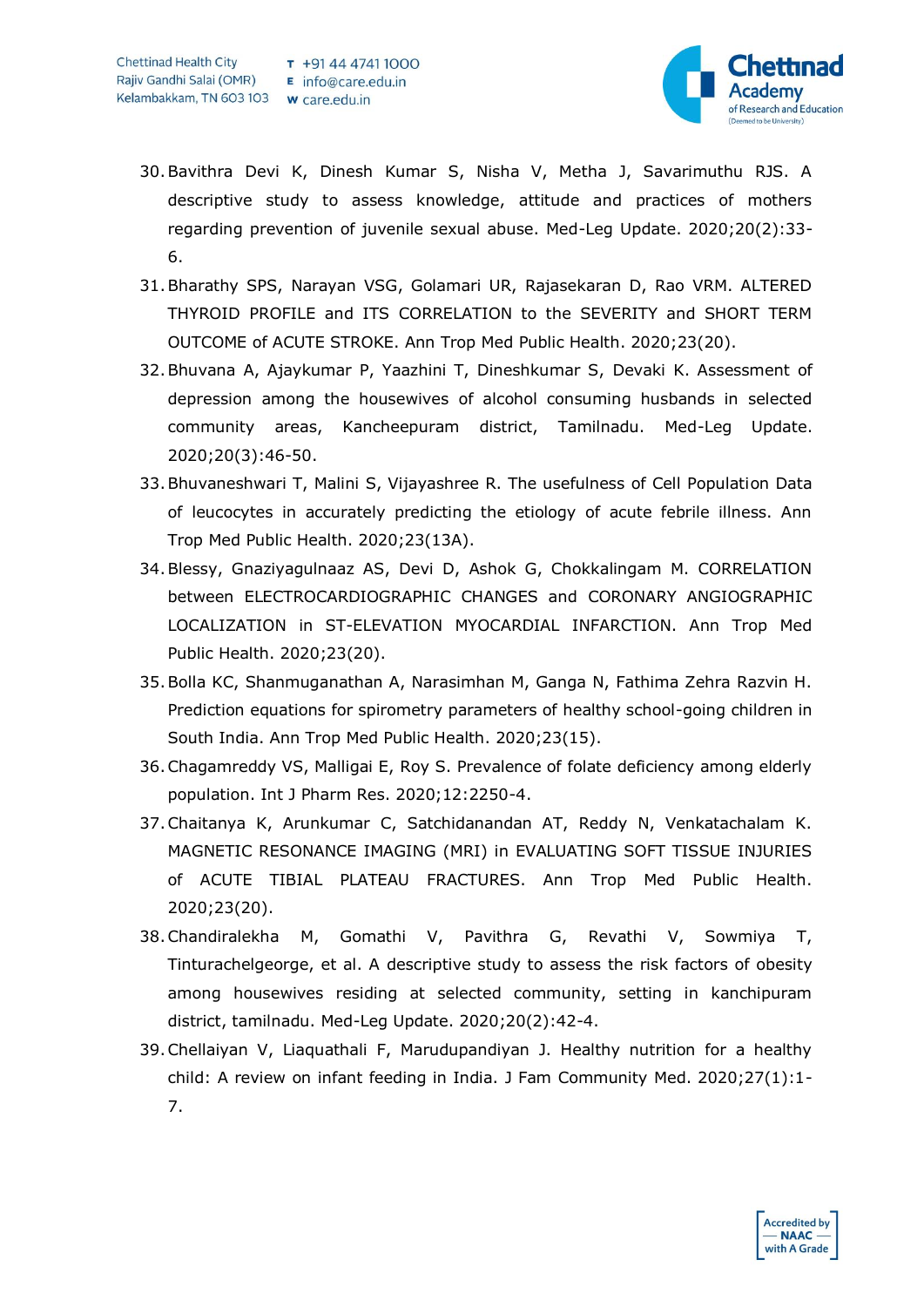30. Bavithra Devi K, Dinesh Kumar S, Nisha V, Metha J, Savarimuthu RJS. A descriptive study to assess knowledge, attitude and practices of mothers regarding prevention of juvenile sexual abuse. Med-Leg Update. 2020;20(2):33-6.
31. Bharathy SPS, Narayan VSG, Golamari UR, Rajasekaran D, Rao VRM. ALTERED THYROID PROFILE and ITS CORRELATION to the SEVERITY and SHORT TERM OUTCOME of ACUTE STROKE. Ann Trop Med Public Health. 2020;23(20).
32. Bhuvana A, Ajaykumar P, Yaazhini T, Dineshkumar S, Devaki K. Assessment of depression among the housewives of alcohol consuming husbands in selected community areas, Kancheepuram district, Tamilnadu. Med-Leg Update. 2020;20(3):46-50.
33. Bhuvaneshwari T, Malini S, Vijayashree R. The usefulness of Cell Population Data of leucocytes in accurately predicting the etiology of acute febrile illness. Ann Trop Med Public Health. 2020;23(13A).
34. Blessy, Gnaziyagulnaaz AS, Devi D, Ashok G, Chokkalingam M. CORRELATION between ELECTROCARDIOGRAPHIC CHANGES and CORONARY ANGIOGRAPHIC LOCALIZATION in ST-ELEVATION MYOCARDIAL INFARCTION. Ann Trop Med Public Health. 2020;23(20).
35. Bolla KC, Shanmuganathan A, Narasimhan M, Ganga N, Fathima Zehra Razvin H. Prediction equations for spirometry parameters of healthy school-going children in South India. Ann Trop Med Public Health. 2020;23(15).
36. Chagamreddy VS, Malligai E, Roy S. Prevalence of folate deficiency among elderly population. Int J Pharm Res. 2020;12:2250-4.
37. Chaitanya K, Arunkumar C, Satchidanandan AT, Reddy N, Venkatachalam K. MAGNETIC RESONANCE IMAGING (MRI) in EVALUATING SOFT TISSUE INJURIES of ACUTE TIBIAL PLATEAU FRACTURES. Ann Trop Med Public Health. 2020;23(20).
38. Chandiralekha M, Gomathi V, Pavithra G, Revathi V, Sowmiya T, Tinturachelgeorge, et al. A descriptive study to assess the risk factors of obesity among housewives residing at selected community, setting in kanchipuram district, tamilnadu. Med-Leg Update. 2020;20(2):42-4.
39. Chellaiyan V, Liaquathali F, Marudupandiyan J. Healthy nutrition for a healthy child: A review on infant feeding in India. J Fam Community Med. 2020;27(1):1-7.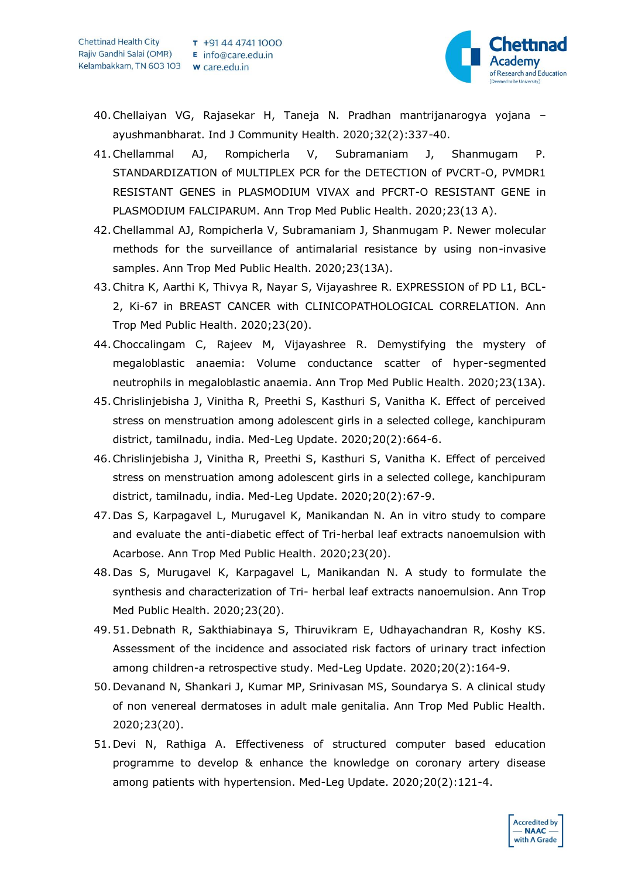40. Chellaiyan VG, Rajasekar H, Taneja N. Pradhan mantrijanarogya yojana – ayushmanbharat. Ind J Community Health. 2020;32(2):337-40.
41. Chellammal AJ, Rompicherla V, Subramaniam J, Shanmugam P. STANDARDIZATION of MULTIPLEX PCR for the DETECTION of PVCRT-O, PVMDR1 RESISTANT GENES in PLASMODIUM VIVAX and PFCRT-O RESISTANT GENE in PLASMODIUM FALCIPARUM. Ann Trop Med Public Health. 2020;23(13 A).
42. Chellammal AJ, Rompicherla V, Subramaniam J, Shanmugam P. Newer molecular methods for the surveillance of antimalarial resistance by using non-invasive samples. Ann Trop Med Public Health. 2020;23(13A).
43. Chitra K, Aarthi K, Thivya R, Nayar S, Vijayashree R. EXPRESSION of PD L1, BCL-2, Ki-67 in BREAST CANCER with CLINICOPATHOLOGICAL CORRELATION. Ann Trop Med Public Health. 2020;23(20).
44. Choccalingam C, Rajeev M, Vijayashree R. Demystifying the mystery of megaloblastic anaemia: Volume conductance scatter of hyper-segmented neutrophils in megaloblastic anaemia. Ann Trop Med Public Health. 2020;23(13A).
45. Chrislinjebisha J, Vinitha R, Preethi S, Kasthuri S, Vanitha K. Effect of perceived stress on menstruation among adolescent girls in a selected college, kanchipuram district, tamilnadu, india. Med-Leg Update. 2020;20(2):664-6.
46. Chrislinjebisha J, Vinitha R, Preethi S, Kasthuri S, Vanitha K. Effect of perceived stress on menstruation among adolescent girls in a selected college, kanchipuram district, tamilnadu, india. Med-Leg Update. 2020;20(2):67-9.
47. Das S, Karpagavel L, Murugavel K, Manikandan N. An in vitro study to compare and evaluate the anti-diabetic effect of Tri-herbal leaf extracts nanoemulsion with Acarbose. Ann Trop Med Public Health. 2020;23(20).
48. Das S, Murugavel K, Karpagavel L, Manikandan N. A study to formulate the synthesis and characterization of Tri- herbal leaf extracts nanoemulsion. Ann Trop Med Public Health. 2020;23(20).
49. 51. Debnath R, Sakthiabinaya S, Thiruvikram E, Udhayachandran R, Koshy KS. Assessment of the incidence and associated risk factors of urinary tract infection among children-a retrospective study. Med-Leg Update. 2020;20(2):164-9.
50. Devanand N, Shankari J, Kumar MP, Srinivasan MS, Soundarya S. A clinical study of non venereal dermatoses in adult male genitalia. Ann Trop Med Public Health. 2020;23(20).
51. Devi N, Rathiga A. Effectiveness of structured computer based education programme to develop & enhance the knowledge on coronary artery disease among patients with hypertension. Med-Leg Update. 2020;20(2):121-4.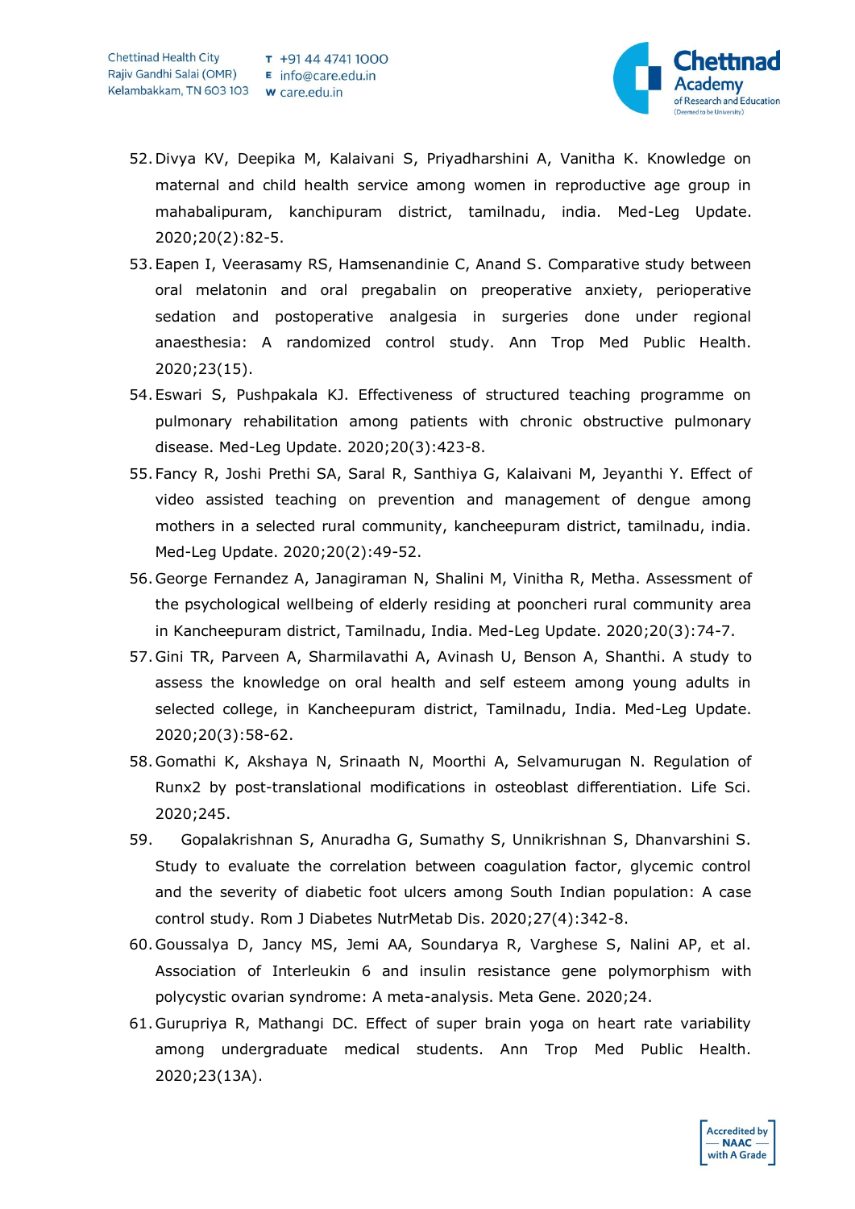52. Divya KV, Deepika M, Kalaivani S, Priyadharshini A, Vanitha K. Knowledge on maternal and child health service among women in reproductive age group in mahabalipuram, kanchipuram district, tamilnadu, india. Med-Leg Update. 2020;20(2):82-5.
53. Eapen I, Veerasamy RS, Hamsenandinie C, Anand S. Comparative study between oral melatonin and oral pregabalin on preoperative anxiety, perioperative sedation and postoperative analgesia in surgeries done under regional anaesthesia: A randomized control study. Ann Trop Med Public Health. 2020;23(15).
54. Eswari S, Pushpakala KJ. Effectiveness of structured teaching programme on pulmonary rehabilitation among patients with chronic obstructive pulmonary disease. Med-Leg Update. 2020;20(3):423-8.
55. Fancy R, Joshi Prethi SA, Saral R, Santhiya G, Kalaivani M, Jeyanthi Y. Effect of video assisted teaching on prevention and management of dengue among mothers in a selected rural community, kancheepuram district, tamilnadu, india. Med-Leg Update. 2020;20(2):49-52.
56. George Fernandez A, Janagiraman N, Shalini M, Vinitha R, Metha. Assessment of the psychological wellbeing of elderly residing at pooncheri rural community area in Kancheepuram district, Tamilnadu, India. Med-Leg Update. 2020;20(3):74-7.
57. Gini TR, Parveen A, Sharmilavathi A, Avinash U, Benson A, Shanthi. A study to assess the knowledge on oral health and self esteem among young adults in selected college, in Kancheepuram district, Tamilnadu, India. Med-Leg Update. 2020;20(3):58-62.
58. Gomathi K, Akshaya N, Srinaath N, Moorthi A, Selvamurugan N. Regulation of Runx2 by post-translational modifications in osteoblast differentiation. Life Sci. 2020;245.
59. Gopalakrishnan S, Anuradha G, Sumathy S, Unnikrishnan S, Dhanvarshini S. Study to evaluate the correlation between coagulation factor, glycemic control and the severity of diabetic foot ulcers among South Indian population: A case control study. Rom J Diabetes NutrMetab Dis. 2020;27(4):342-8.
60. Goussalya D, Jancy MS, Jemi AA, Soundarya R, Varghese S, Nalini AP, et al. Association of Interleukin 6 and insulin resistance gene polymorphism with polycystic ovarian syndrome: A meta-analysis. Meta Gene. 2020;24.
61. Gurupriya R, Mathangi DC. Effect of super brain yoga on heart rate variability among undergraduate medical students. Ann Trop Med Public Health. 2020;23(13A).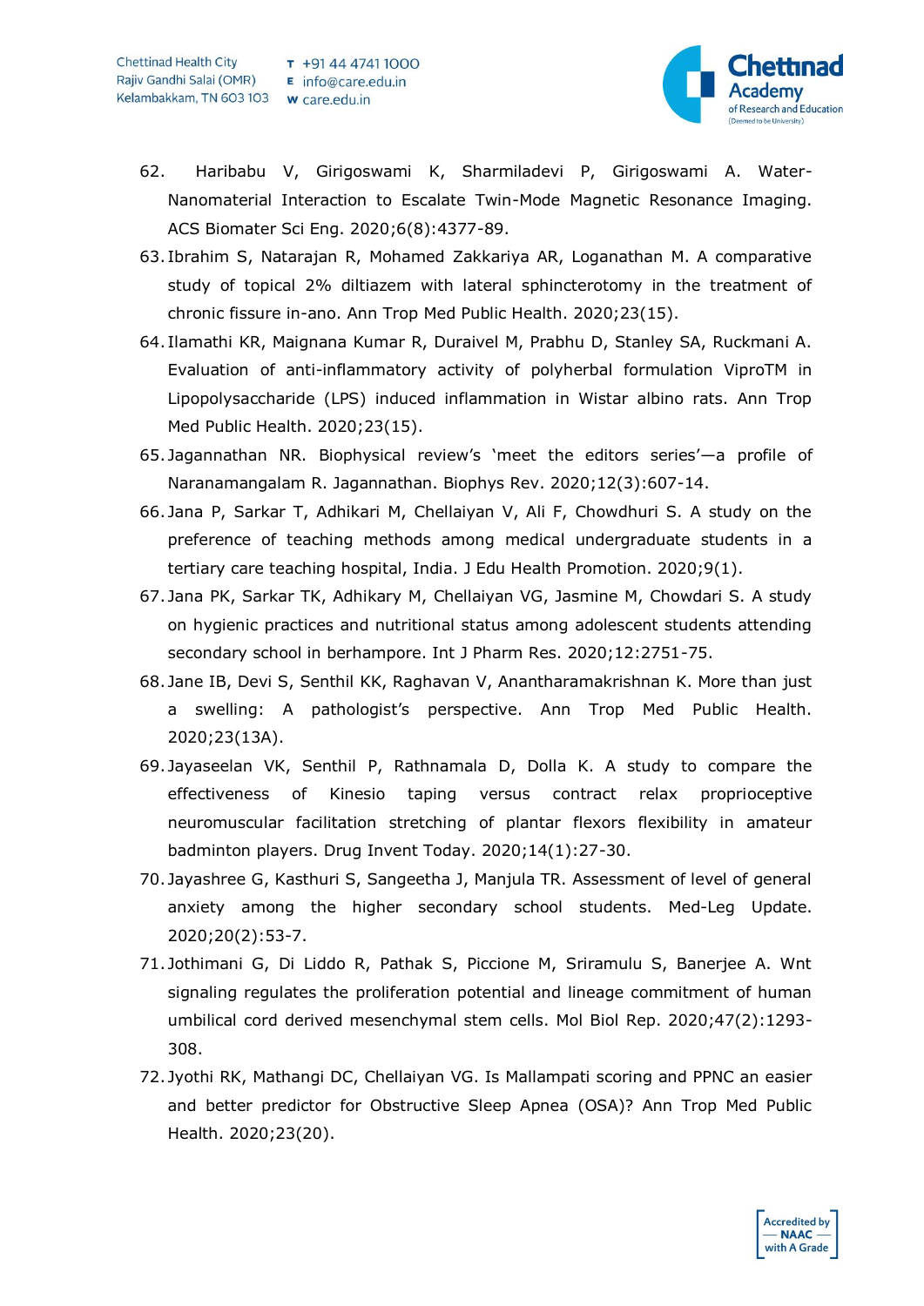62. Haribabu V, Girigoswami K, Sharmiladevi P, Girigoswami A. Water-Nanomaterial Interaction to Escalate Twin-Mode Magnetic Resonance Imaging. ACS Biomater Sci Eng. 2020;6(8):4377-89.
63. Ibrahim S, Natarajan R, Mohamed Zakkariya AR, Loganathan M. A comparative study of topical 2% diltiazem with lateral sphincterotomy in the treatment of chronic fissure in-ano. Ann Trop Med Public Health. 2020;23(15).
64. Ilamathi KR, Maignana Kumar R, Duraivel M, Prabhu D, Stanley SA, Ruckmani A. Evaluation of anti-inflammatory activity of polyherbal formulation ViproTM in Lipopolysaccharide (LPS) induced inflammation in Wistar albino rats. Ann Trop Med Public Health. 2020;23(15).
65. Jagannathan NR. Biophysical review's 'meet the editors series'—a profile of Naranamangalam R. Jagannathan. Biophys Rev. 2020;12(3):607-14.
66. Jana P, Sarkar T, Adhikari M, Chellaiyan V, Ali F, Chowdhuri S. A study on the preference of teaching methods among medical undergraduate students in a tertiary care teaching hospital, India. J Edu Health Promotion. 2020;9(1).
67. Jana PK, Sarkar TK, Adhikary M, Chellaiyan VG, Jasmine M, Chowdari S. A study on hygienic practices and nutritional status among adolescent students attending secondary school in berhampore. Int J Pharm Res. 2020;12:2751-75.
68. Jane IB, Devi S, Senthil KK, Raghavan V, Anantharamakrishnan K. More than just a swelling: A pathologist's perspective. Ann Trop Med Public Health. 2020;23(13A).
69. Jayaseelan VK, Senthil P, Rathnamala D, Dolla K. A study to compare the effectiveness of Kinesio taping versus contract relax proprioceptive neuromuscular facilitation stretching of plantar flexors flexibility in amateur badminton players. Drug Invent Today. 2020;14(1):27-30.
70. Jayashree G, Kasthuri S, Sangeetha J, Manjula TR. Assessment of level of general anxiety among the higher secondary school students. Med-Leg Update. 2020;20(2):53-7.
71. Jothimani G, Di Liddo R, Pathak S, Piccione M, Sriramulu S, Banerjee A. Wnt signaling regulates the proliferation potential and lineage commitment of human umbilical cord derived mesenchymal stem cells. Mol Biol Rep. 2020;47(2):1293-308.
72. Jyothi RK, Mathangi DC, Chellaiyan VG. Is Mallampati scoring and PPNC an easier and better predictor for Obstructive Sleep Apnea (OSA)? Ann Trop Med Public Health. 2020;23(20).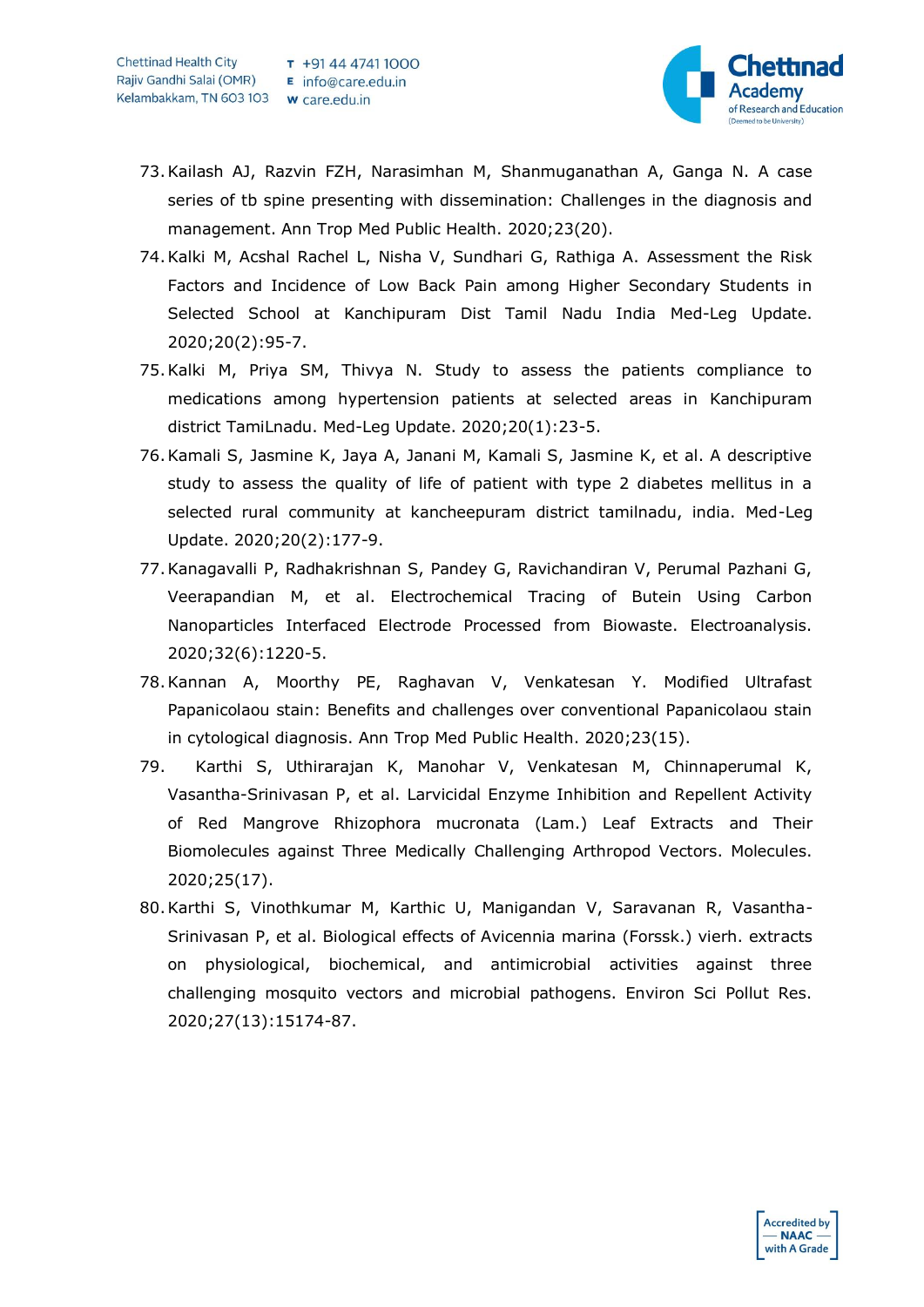73. Kailash AJ, Razvin FZH, Narasimhan M, Shanmuganathan A, Ganga N. A case series of tb spine presenting with dissemination: Challenges in the diagnosis and management. Ann Trop Med Public Health. 2020;23(20).
74. Kalki M, Acshal Rachel L, Nisha V, Sundhari G, Rathiga A. Assessment the Risk Factors and Incidence of Low Back Pain among Higher Secondary Students in Selected School at Kanchipuram Dist Tamil Nadu India Med-Leg Update. 2020;20(2):95-7.
75. Kalki M, Priya SM, Thivya N. Study to assess the patients compliance to medications among hypertension patients at selected areas in Kanchipuram district TamiLnadu. Med-Leg Update. 2020;20(1):23-5.
76. Kamali S, Jasmine K, Jaya A, Janani M, Kamali S, Jasmine K, et al. A descriptive study to assess the quality of life of patient with type 2 diabetes mellitus in a selected rural community at kancheepuram district tamilnadu, india. Med-Leg Update. 2020;20(2):177-9.
77. Kanagavalli P, Radhakrishnan S, Pandey G, Ravichandiran V, Perumal Pazhani G, Veerapandian M, et al. Electrochemical Tracing of Butein Using Carbon Nanoparticles Interfaced Electrode Processed from Biowaste. Electroanalysis. 2020;32(6):1220-5.
78. Kannan A, Moorthy PE, Raghavan V, Venkatesan Y. Modified Ultrafast Papanicolaou stain: Benefits and challenges over conventional Papanicolaou stain in cytological diagnosis. Ann Trop Med Public Health. 2020;23(15).
79. Karthi S, Uthirarajan K, Manohar V, Venkatesan M, Chinnaperumal K, Vasantha-Srinivasan P, et al. Larvicidal Enzyme Inhibition and Repellent Activity of Red Mangrove Rhizophora mucronata (Lam.) Leaf Extracts and Their Biomolecules against Three Medically Challenging Arthropod Vectors. Molecules. 2020;25(17).
80. Karthi S, Vinothkumar M, Karthic U, Manigandan V, Saravanan R, Vasantha-Srinivasan P, et al. Biological effects of Avicennia marina (Forssk.) vierh. extracts on physiological, biochemical, and antimicrobial activities against three challenging mosquito vectors and microbial pathogens. Environ Sci Pollut Res. 2020;27(13):15174-87.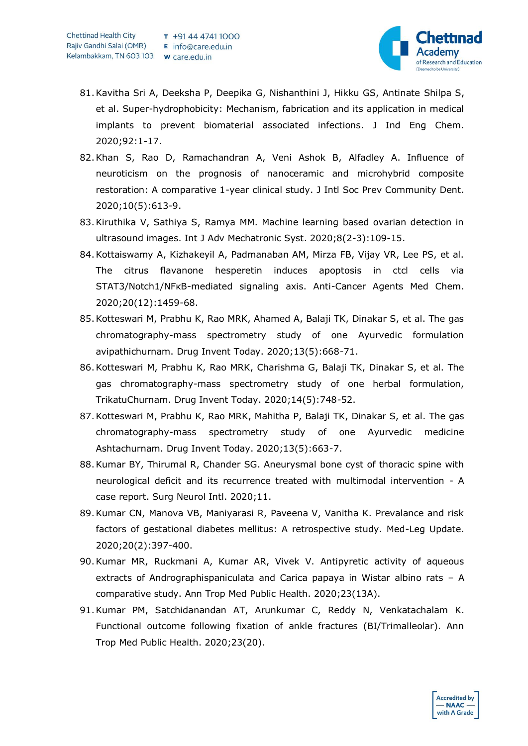81. Kavitha Sri A, Deeksha P, Deepika G, Nishanthini J, Hikku GS, Antinate Shilpa S, et al. Super-hydrophobicity: Mechanism, fabrication and its application in medical implants to prevent biomaterial associated infections. J Ind Eng Chem. 2020;92:1-17.
82. Khan S, Rao D, Ramachandran A, Veni Ashok B, Alfadley A. Influence of neuroticism on the prognosis of nanoceramic and microhybrid composite restoration: A comparative 1-year clinical study. J Intl Soc Prev Community Dent. 2020;10(5):613-9.
83. Kiruthika V, Sathiya S, Ramya MM. Machine learning based ovarian detection in ultrasound images. Int J Adv Mechatronic Syst. 2020;8(2-3):109-15.
84. Kottaiswamy A, Kizhakeyil A, Padmanaban AM, Mirza FB, Vijay VR, Lee PS, et al. The citrus flavanone hesperetin induces apoptosis in ctcl cells via STAT3/Notch1/NFκB-mediated signaling axis. Anti-Cancer Agents Med Chem. 2020;20(12):1459-68.
85. Kotteswari M, Prabhu K, Rao MRK, Ahamed A, Balaji TK, Dinakar S, et al. The gas chromatography-mass spectrometry study of one Ayurvedic formulation avipathichurnam. Drug Invent Today. 2020;13(5):668-71.
86. Kotteswari M, Prabhu K, Rao MRK, Charishma G, Balaji TK, Dinakar S, et al. The gas chromatography-mass spectrometry study of one herbal formulation, TrikatuChurnam. Drug Invent Today. 2020;14(5):748-52.
87. Kotteswari M, Prabhu K, Rao MRK, Mahitha P, Balaji TK, Dinakar S, et al. The gas chromatography-mass spectrometry study of one Ayurvedic medicine Ashtachurnam. Drug Invent Today. 2020;13(5):663-7.
88. Kumar BY, Thirumal R, Chander SG. Aneurysmal bone cyst of thoracic spine with neurological deficit and its recurrence treated with multimodal intervention - A case report. Surg Neurol Intl. 2020;11.
89. Kumar CN, Manova VB, Maniyarasi R, Paveena V, Vanitha K. Prevalance and risk factors of gestational diabetes mellitus: A retrospective study. Med-Leg Update. 2020;20(2):397-400.
90. Kumar MR, Ruckmani A, Kumar AR, Vivek V. Antipyretic activity of aqueous extracts of Andrographispaniculata and Carica papaya in Wistar albino rats – A comparative study. Ann Trop Med Public Health. 2020;23(13A).
91. Kumar PM, Satchidanandan AT, Arunkumar C, Reddy N, Venkatachalam K. Functional outcome following fixation of ankle fractures (BI/Trimalleolar). Ann Trop Med Public Health. 2020;23(20).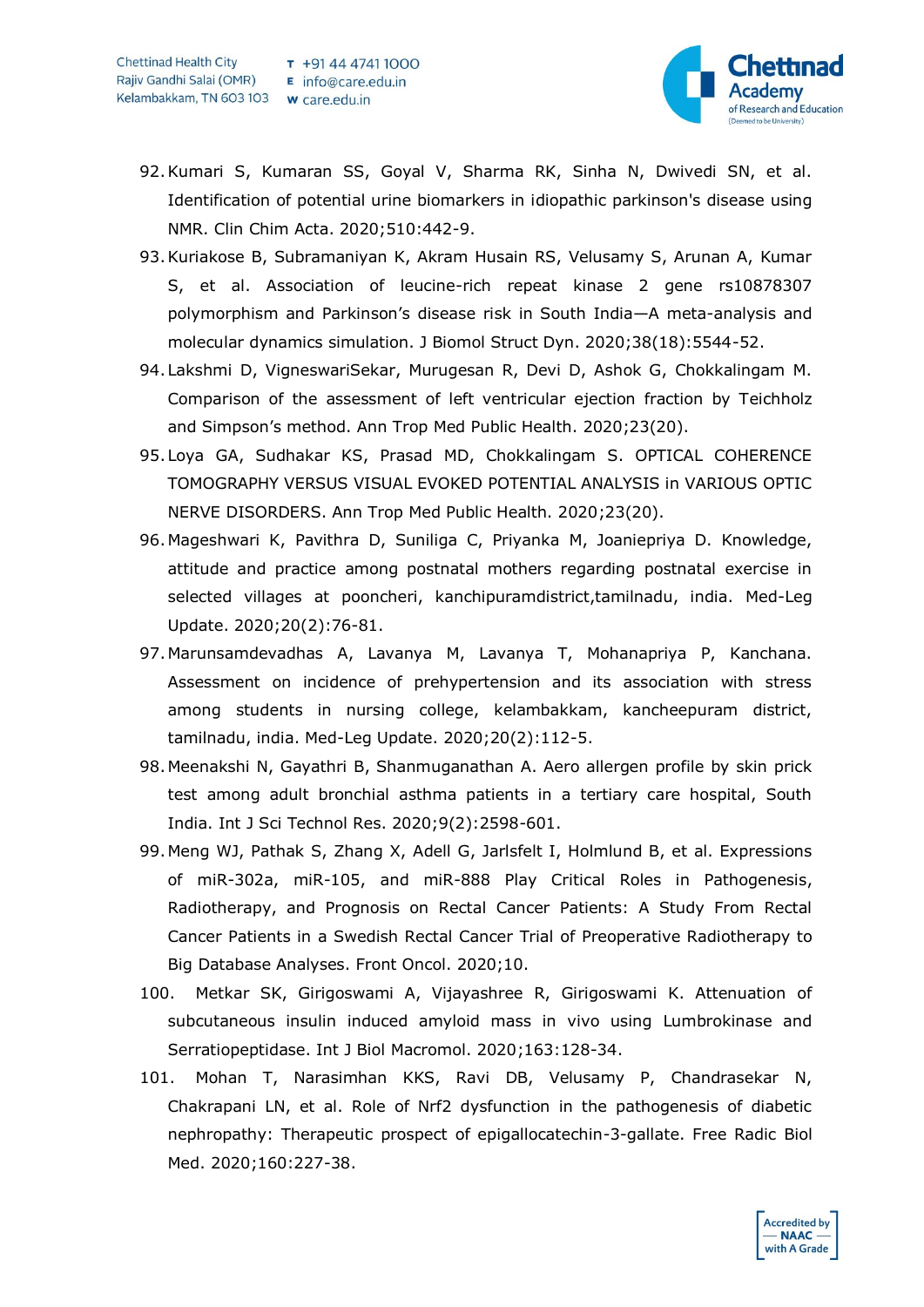92. Kumari S, Kumaran SS, Goyal V, Sharma RK, Sinha N, Dwivedi SN, et al. Identification of potential urine biomarkers in idiopathic parkinson's disease using NMR. Clin Chim Acta. 2020;510:442-9.
93. Kuriakose B, Subramaniyan K, Akram Husain RS, Velusamy S, Arunan A, Kumar S, et al. Association of leucine-rich repeat kinase 2 gene rs10878307 polymorphism and Parkinson's disease risk in South India—A meta-analysis and molecular dynamics simulation. J Biomol Struct Dyn. 2020;38(18):5544-52.
94. Lakshmi D, VigneswariSekar, Murugesan R, Devi D, Ashok G, Chokkalingam M. Comparison of the assessment of left ventricular ejection fraction by Teichholz and Simpson's method. Ann Trop Med Public Health. 2020;23(20).
95. Loya GA, Sudhakar KS, Prasad MD, Chokkalingam S. OPTICAL COHERENCE TOMOGRAPHY VERSUS VISUAL EVOKED POTENTIAL ANALYSIS in VARIOUS OPTIC NERVE DISORDERS. Ann Trop Med Public Health. 2020;23(20).
96. Mageshwari K, Pavithra D, Suniliga C, Priyanka M, Joaniepriya D. Knowledge, attitude and practice among postnatal mothers regarding postnatal exercise in selected villages at pooncheri, kanchipuramdistrict,tamilnadu, india. Med-Leg Update. 2020;20(2):76-81.
97. Marunsamdevadhas A, Lavanya M, Lavanya T, Mohanapriya P, Kanchana. Assessment on incidence of prehypertension and its association with stress among students in nursing college, kelambakkam, kancheepuram district, tamilnadu, india. Med-Leg Update. 2020;20(2):112-5.
98. Meenakshi N, Gayathri B, Shanmuganathan A. Aero allergen profile by skin prick test among adult bronchial asthma patients in a tertiary care hospital, South India. Int J Sci Technol Res. 2020;9(2):2598-601.
99. Meng WJ, Pathak S, Zhang X, Adell G, Jarlsfelt I, Holmlund B, et al. Expressions of miR-302a, miR-105, and miR-888 Play Critical Roles in Pathogenesis, Radiotherapy, and Prognosis on Rectal Cancer Patients: A Study From Rectal Cancer Patients in a Swedish Rectal Cancer Trial of Preoperative Radiotherapy to Big Database Analyses. Front Oncol. 2020;10.
100. Metkar SK, Girigoswami A, Vijayashree R, Girigoswami K. Attenuation of subcutaneous insulin induced amyloid mass in vivo using Lumbrokinase and Serratiopeptidase. Int J Biol Macromol. 2020;163:128-34.
101. Mohan T, Narasimhan KKS, Ravi DB, Velusamy P, Chandrasekar N, Chakrapani LN, et al. Role of Nrf2 dysfunction in the pathogenesis of diabetic nephropathy: Therapeutic prospect of epigallocatechin-3-gallate. Free Radic Biol Med. 2020;160:227-38.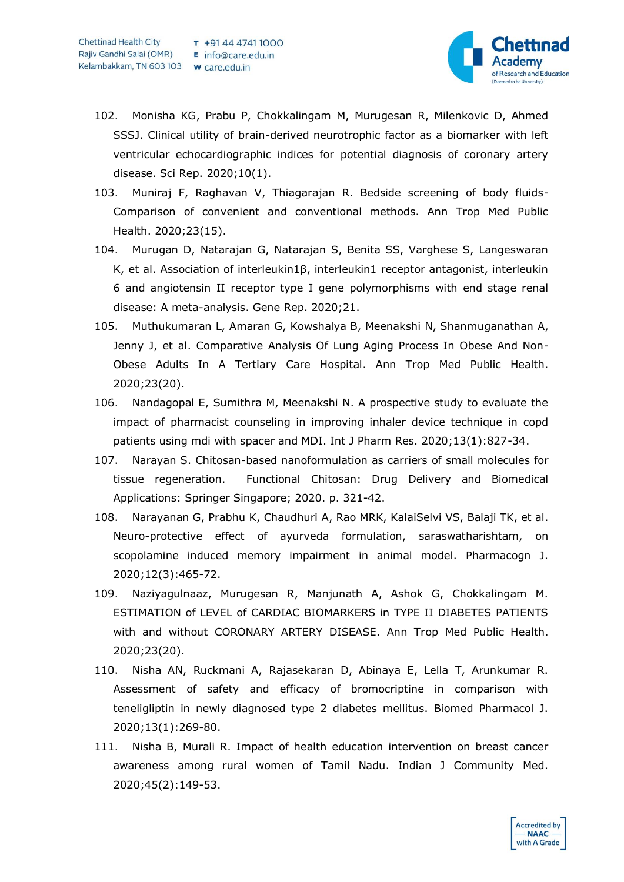102. Monisha KG, Prabu P, Chokkalingam M, Murugesan R, Milenkovic D, Ahmed SSSJ. Clinical utility of brain-derived neurotrophic factor as a biomarker with left ventricular echocardiographic indices for potential diagnosis of coronary artery disease. Sci Rep. 2020;10(1).

103. Muniraj F, Raghavan V, Thiagarajan R. Bedside screening of body fluids- Comparison of convenient and conventional methods. Ann Trop Med Public Health. 2020;23(15).

104. Murugan D, Natarajan G, Natarajan S, Benita SS, Varghese S, Langeswaran K, et al. Association of interleukin1β, interleukin1 receptor antagonist, interleukin 6 and angiotensin II receptor type I gene polymorphisms with end stage renal disease: A meta-analysis. Gene Rep. 2020;21.

105. Muthukumaran L, Amaran G, Kowshalya B, Meenakshi N, Shanmuganathan A, Jenny J, et al. Comparative Analysis Of Lung Aging Process In Obese And Non-Obese Adults In A Tertiary Care Hospital. Ann Trop Med Public Health. 2020;23(20).

106. Nandagopal E, Sumithra M, Meenakshi N. A prospective study to evaluate the impact of pharmacist counseling in improving inhaler device technique in copd patients using mdi with spacer and MDI. Int J Pharm Res. 2020;13(1):827-34.

107. Narayan S. Chitosan-based nanoformulation as carriers of small molecules for tissue regeneration. Functional Chitosan: Drug Delivery and Biomedical Applications: Springer Singapore; 2020. p. 321-42.

108. Narayanan G, Prabhu K, Chaudhuri A, Rao MRK, KalaiSelvi VS, Balaji TK, et al. Neuro-protective effect of ayurveda formulation, saraswatharishtam, on scopolamine induced memory impairment in animal model. Pharmacogn J. 2020;12(3):465-72.

109. Naziyagulnaaz, Murugesan R, Manjunath A, Ashok G, Chokkalingam M. ESTIMATION of LEVEL of CARDIAC BIOMARKERS in TYPE II DIABETES PATIENTS with and without CORONARY ARTERY DISEASE. Ann Trop Med Public Health. 2020;23(20).

110. Nisha AN, Ruckmani A, Rajasekaran D, Abinaya E, Lella T, Arunkumar R. Assessment of safety and efficacy of bromocriptine in comparison with teneligliptin in newly diagnosed type 2 diabetes mellitus. Biomed Pharmacol J. 2020;13(1):269-80.

111. Nisha B, Murali R. Impact of health education intervention on breast cancer awareness among rural women of Tamil Nadu. Indian J Community Med. 2020;45(2):149-53.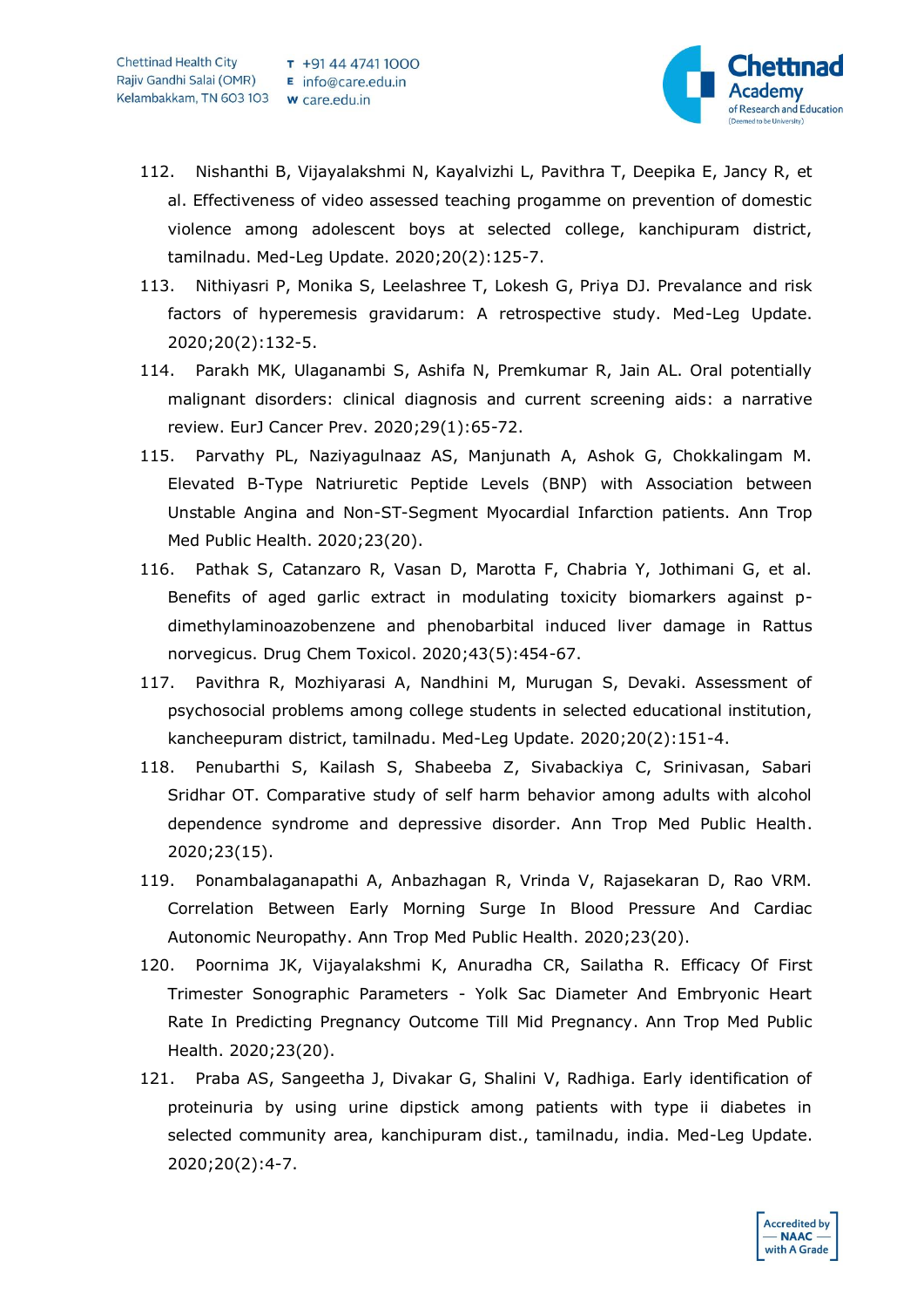112. Nishanthi B, Vijayalakshmi N, Kayalvizhi L, Pavithra T, Deepika E, Jancy R, et al. Effectiveness of video assessed teaching progamme on prevention of domestic violence among adolescent boys at selected college, kanchipuram district, tamilnadu. Med-Leg Update. 2020;20(2):125-7.
113. Nithiyasri P, Monika S, Leelashree T, Lokesh G, Priya DJ. Prevalance and risk factors of hyperemesis gravidarum: A retrospective study. Med-Leg Update. 2020;20(2):132-5.
114. Parakh MK, Ulaganambi S, Ashifa N, Premkumar R, Jain AL. Oral potentially malignant disorders: clinical diagnosis and current screening aids: a narrative review. EurJ Cancer Prev. 2020;29(1):65-72.
115. Parvathy PL, Naziyagulnaaz AS, Manjunath A, Ashok G, Chokkalingam M. Elevated B-Type Natriuretic Peptide Levels (BNP) with Association between Unstable Angina and Non-ST-Segment Myocardial Infarction patients. Ann Trop Med Public Health. 2020;23(20).
116. Pathak S, Catanzaro R, Vasan D, Marotta F, Chabria Y, Jothimani G, et al. Benefits of aged garlic extract in modulating toxicity biomarkers against p-dimethylaminoazobenzene and phenobarbital induced liver damage in Rattus norvegicus. Drug Chem Toxicol. 2020;43(5):454-67.
117. Pavithra R, Mozhiyarasi A, Nandhini M, Murugan S, Devaki. Assessment of psychosocial problems among college students in selected educational institution, kancheepuram district, tamilnadu. Med-Leg Update. 2020;20(2):151-4.
118. Penubarthi S, Kailash S, Shabeeba Z, Sivabackiya C, Srinivasan, Sabari Sridhar OT. Comparative study of self harm behavior among adults with alcohol dependence syndrome and depressive disorder. Ann Trop Med Public Health. 2020;23(15).
119. Ponambalaganapathi A, Anbazhagan R, Vrinda V, Rajasekaran D, Rao VRM. Correlation Between Early Morning Surge In Blood Pressure And Cardiac Autonomic Neuropathy. Ann Trop Med Public Health. 2020;23(20).
120. Poornima JK, Vijayalakshmi K, Anuradha CR, Sailatha R. Efficacy Of First Trimester Sonographic Parameters - Yolk Sac Diameter And Embryonic Heart Rate In Predicting Pregnancy Outcome Till Mid Pregnancy. Ann Trop Med Public Health. 2020;23(20).
121. Praba AS, Sangeetha J, Divakar G, Shalini V, Radhiga. Early identification of proteinuria by using urine dipstick among patients with type ii diabetes in selected community area, kanchipuram dist., tamilnadu, india. Med-Leg Update. 2020;20(2):4-7.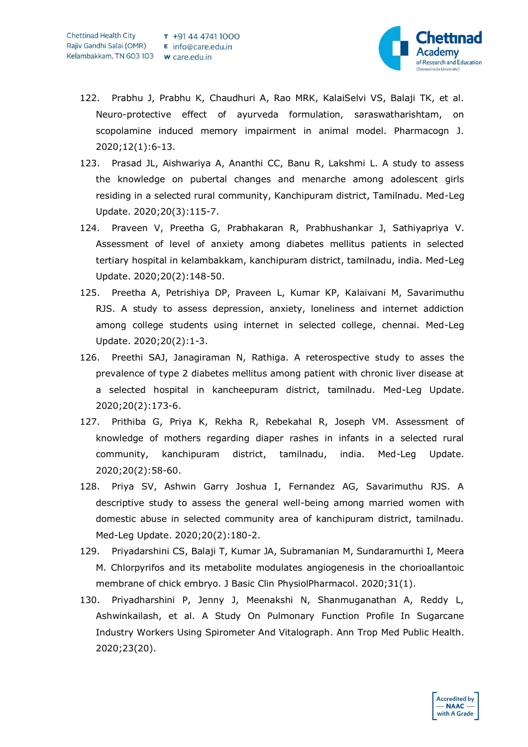122. Prabhu J, Prabhu K, Chaudhuri A, Rao MRK, KalaiSelvi VS, Balaji TK, et al. Neuro-protective effect of ayurveda formulation, saraswatharishtam, on scopolamine induced memory impairment in animal model. Pharmacogn J. 2020;12(1):6-13.
123. Prasad JL, Aishwariya A, Ananthi CC, Banu R, Lakshmi L. A study to assess the knowledge on pubertal changes and menarche among adolescent girls residing in a selected rural community, Kanchipuram district, Tamilnadu. Med-Leg Update. 2020;20(3):115-7.
124. Praveen V, Preetha G, Prabhakaran R, Prabhushankar J, Sathiyapriya V. Assessment of level of anxiety among diabetes mellitus patients in selected tertiary hospital in kelambakkam, kanchipuram district, tamilnadu, india. Med-Leg Update. 2020;20(2):148-50.
125. Preetha A, Petrishiya DP, Praveen L, Kumar KP, Kalaivani M, Savarimuthu RJS. A study to assess depression, anxiety, loneliness and internet addiction among college students using internet in selected college, chennai. Med-Leg Update. 2020;20(2):1-3.
126. Preethi SAJ, Janagiraman N, Rathiga. A reterospective study to asses the prevalence of type 2 diabetes mellitus among patient with chronic liver disease at a selected hospital in kancheepuram district, tamilnadu. Med-Leg Update. 2020;20(2):173-6.
127. Prithiba G, Priya K, Rekha R, Rebekahal R, Joseph VM. Assessment of knowledge of mothers regarding diaper rashes in infants in a selected rural community, kanchipuram district, tamilnadu, india. Med-Leg Update. 2020;20(2):58-60.
128. Priya SV, Ashwin Garry Joshua I, Fernandez AG, Savarimuthu RJS. A descriptive study to assess the general well-being among married women with domestic abuse in selected community area of kanchipuram district, tamilnadu. Med-Leg Update. 2020;20(2):180-2.
129. Priyadarshini CS, Balaji T, Kumar JA, Subramanian M, Sundaramurthi I, Meera M. Chlorpyrifos and its metabolite modulates angiogenesis in the chorioallantoic membrane of chick embryo. J Basic Clin PhysiolPharmacol. 2020;31(1).
130. Priyadharshini P, Jenny J, Meenakshi N, Shanmuganathan A, Reddy L, Ashwinkailash, et al. A Study On Pulmonary Function Profile In Sugarcane Industry Workers Using Spirometer And Vitalograph. Ann Trop Med Public Health. 2020;23(20).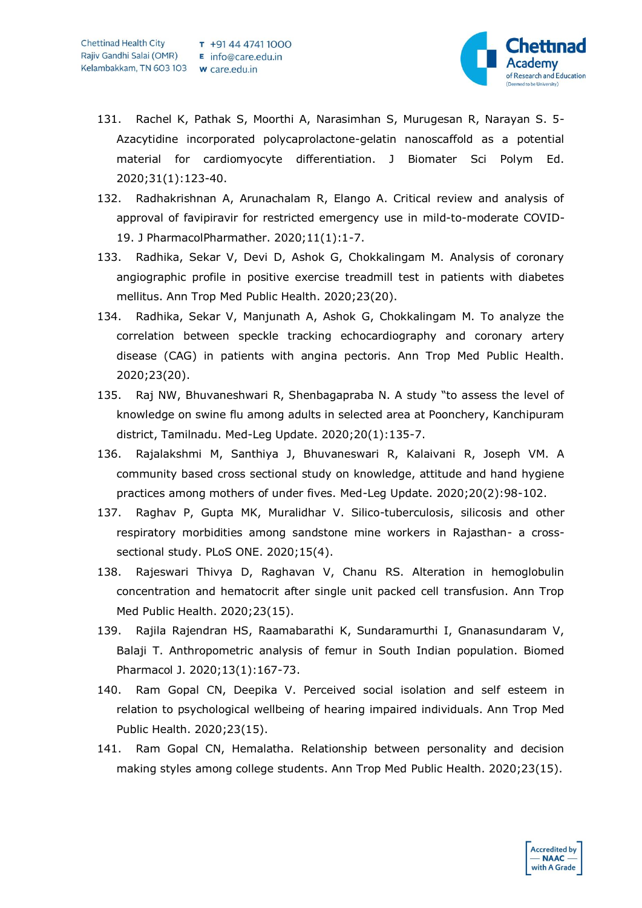131. Rachel K, Pathak S, Moorthi A, Narasimhan S, Murugesan R, Narayan S. 5-Azacytidine incorporated polycaprolactone-gelatin nanoscaffold as a potential material for cardiomyocyte differentiation. J Biomater Sci Polym Ed. 2020;31(1):123-40.
132. Radhakrishnan A, Arunachalam R, Elango A. Critical review and analysis of approval of favipiravir for restricted emergency use in mild-to-moderate COVID-19. J PharmacolPharmather. 2020;11(1):1-7.
133. Radhika, Sekar V, Devi D, Ashok G, Chokkalingam M. Analysis of coronary angiographic profile in positive exercise treadmill test in patients with diabetes mellitus. Ann Trop Med Public Health. 2020;23(20).
134. Radhika, Sekar V, Manjunath A, Ashok G, Chokkalingam M. To analyze the correlation between speckle tracking echocardiography and coronary artery disease (CAG) in patients with angina pectoris. Ann Trop Med Public Health. 2020;23(20).
135. Raj NW, Bhuvaneshwari R, Shenbagapraba N. A study "to assess the level of knowledge on swine flu among adults in selected area at Poonchery, Kanchipuram district, Tamilnadu. Med-Leg Update. 2020;20(1):135-7.
136. Rajalakshmi M, Santhiya J, Bhuvaneswari R, Kalaivani R, Joseph VM. A community based cross sectional study on knowledge, attitude and hand hygiene practices among mothers of under fives. Med-Leg Update. 2020;20(2):98-102.
137. Raghav P, Gupta MK, Muralidhar V. Silico-tuberculosis, silicosis and other respiratory morbidities among sandstone mine workers in Rajasthan- a cross-sectional study. PLoS ONE. 2020;15(4).
138. Rajeswari Thivya D, Raghavan V, Chanu RS. Alteration in hemoglobulin concentration and hematocrit after single unit packed cell transfusion. Ann Trop Med Public Health. 2020;23(15).
139. Rajila Rajendran HS, Raamabarathi K, Sundaramurthi I, Gnanasundaram V, Balaji T. Anthropometric analysis of femur in South Indian population. Biomed Pharmacol J. 2020;13(1):167-73.
140. Ram Gopal CN, Deepika V. Perceived social isolation and self esteem in relation to psychological wellbeing of hearing impaired individuals. Ann Trop Med Public Health. 2020;23(15).
141. Ram Gopal CN, Hemalatha. Relationship between personality and decision making styles among college students. Ann Trop Med Public Health. 2020;23(15).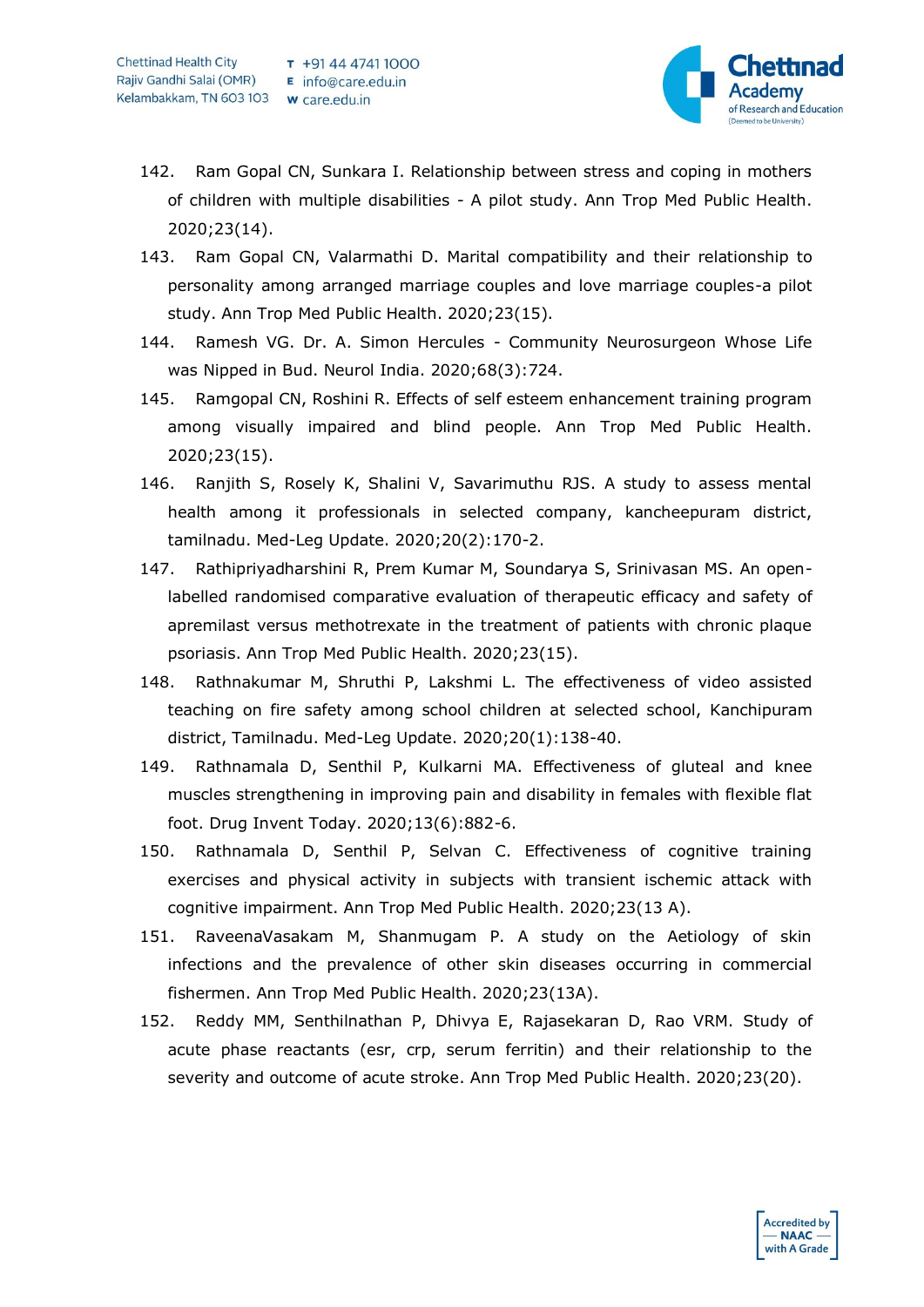142. Ram Gopal CN, Sunkara I. Relationship between stress and coping in mothers of children with multiple disabilities - A pilot study. Ann Trop Med Public Health. 2020;23(14).

143. Ram Gopal CN, Valarmathi D. Marital compatibility and their relationship to personality among arranged marriage couples and love marriage couples-a pilot study. Ann Trop Med Public Health. 2020;23(15).

144. Ramesh VG. Dr. A. Simon Hercules - Community Neurosurgeon Whose Life was Nipped in Bud. Neurol India. 2020;68(3):724.

145. Ramgopal CN, Roshini R. Effects of self esteem enhancement training program among visually impaired and blind people. Ann Trop Med Public Health. 2020;23(15).

146. Ranjith S, Rosely K, Shalini V, Savarimuthu RJS. A study to assess mental health among it professionals in selected company, kancheepuram district, tamilnadu. Med-Leg Update. 2020;20(2):170-2.

147. Rathipriyadharshini R, Prem Kumar M, Soundarya S, Srinivasan MS. An open-labelled randomised comparative evaluation of therapeutic efficacy and safety of apremilast versus methotrexate in the treatment of patients with chronic plaque psoriasis. Ann Trop Med Public Health. 2020;23(15).

148. Rathnakumar M, Shruthi P, Lakshmi L. The effectiveness of video assisted teaching on fire safety among school children at selected school, Kanchipuram district, Tamilnadu. Med-Leg Update. 2020;20(1):138-40.

149. Rathnamala D, Senthil P, Kulkarni MA. Effectiveness of gluteal and knee muscles strengthening in improving pain and disability in females with flexible flat foot. Drug Invent Today. 2020;13(6):882-6.

150. Rathnamala D, Senthil P, Selvan C. Effectiveness of cognitive training exercises and physical activity in subjects with transient ischemic attack with cognitive impairment. Ann Trop Med Public Health. 2020;23(13 A).

151. RaveenaVasakam M, Shanmugam P. A study on the Aetiology of skin infections and the prevalence of other skin diseases occurring in commercial fishermen. Ann Trop Med Public Health. 2020;23(13A).

152. Reddy MM, Senthilnathan P, Dhivya E, Rajasekaran D, Rao VRM. Study of acute phase reactants (esr, crp, serum ferritin) and their relationship to the severity and outcome of acute stroke. Ann Trop Med Public Health. 2020;23(20).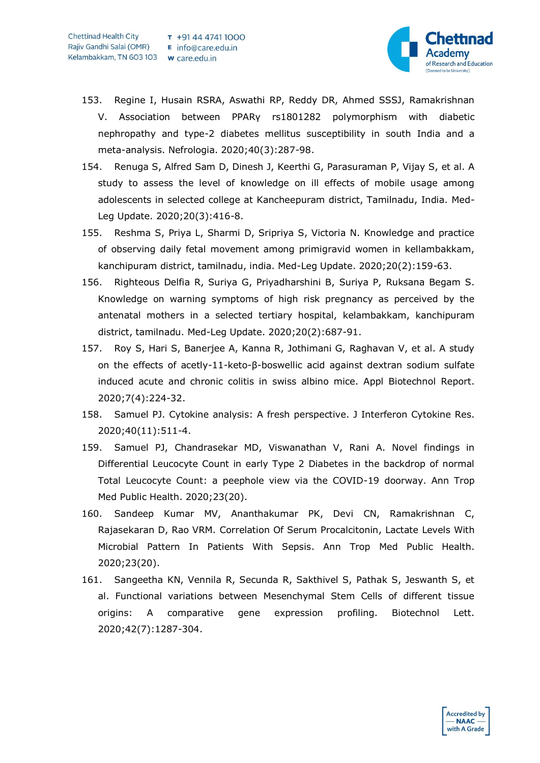153. Regine I, Husain RSRA, Aswathi RP, Reddy DR, Ahmed SSSJ, Ramakrishnan V. Association between PPARγ rs1801282 polymorphism with diabetic nephropathy and type-2 diabetes mellitus susceptibility in south India and a meta-analysis. Nefrologia. 2020;40(3):287-98.
154. Renuga S, Alfred Sam D, Dinesh J, Keerthi G, Parasuraman P, Vijay S, et al. A study to assess the level of knowledge on ill effects of mobile usage among adolescents in selected college at Kancheepuram district, Tamilnadu, India. Med-Leg Update. 2020;20(3):416-8.
155. Reshma S, Priya L, Sharmi D, Sripriya S, Victoria N. Knowledge and practice of observing daily fetal movement among primigravid women in kellambakkam, kanchipuram district, tamilnadu, india. Med-Leg Update. 2020;20(2):159-63.
156. Righteous Delfia R, Suriya G, Priyadharshini B, Suriya P, Ruksana Begam S. Knowledge on warning symptoms of high risk pregnancy as perceived by the antenatal mothers in a selected tertiary hospital, kelambakkam, kanchipuram district, tamilnadu. Med-Leg Update. 2020;20(2):687-91.
157. Roy S, Hari S, Banerjee A, Kanna R, Jothimani G, Raghavan V, et al. A study on the effects of acetly-11-keto-β-boswellic acid against dextran sodium sulfate induced acute and chronic colitis in swiss albino mice. Appl Biotechnol Report. 2020;7(4):224-32.
158. Samuel PJ. Cytokine analysis: A fresh perspective. J Interferon Cytokine Res. 2020;40(11):511-4.
159. Samuel PJ, Chandrasekar MD, Viswanathan V, Rani A. Novel findings in Differential Leucocyte Count in early Type 2 Diabetes in the backdrop of normal Total Leucocyte Count: a peephole view via the COVID-19 doorway. Ann Trop Med Public Health. 2020;23(20).
160. Sandeep Kumar MV, Ananthakumar PK, Devi CN, Ramakrishnan C, Rajasekaran D, Rao VRM. Correlation Of Serum Procalcitonin, Lactate Levels With Microbial Pattern In Patients With Sepsis. Ann Trop Med Public Health. 2020;23(20).
161. Sangeetha KN, Vennila R, Secunda R, Sakthivel S, Pathak S, Jeswanth S, et al. Functional variations between Mesenchymal Stem Cells of different tissue origins: A comparative gene expression profiling. Biotechnol Lett. 2020;42(7):1287-304.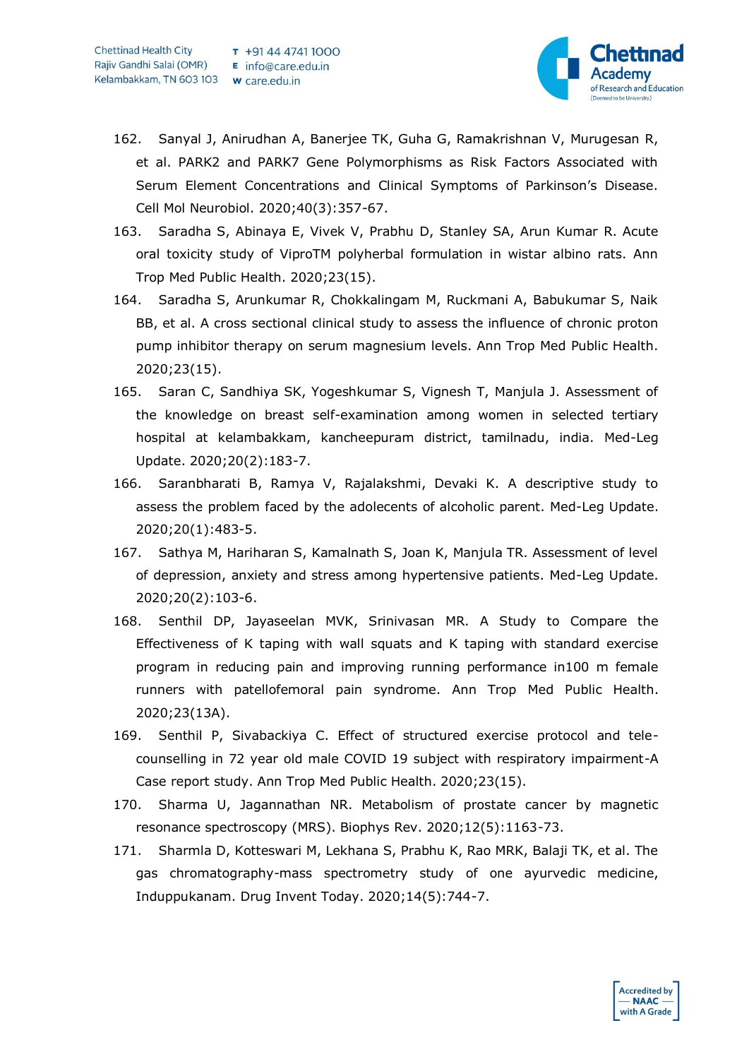162. Sanyal J, Anirudhan A, Banerjee TK, Guha G, Ramakrishnan V, Murugesan R, et al. PARK2 and PARK7 Gene Polymorphisms as Risk Factors Associated with Serum Element Concentrations and Clinical Symptoms of Parkinson's Disease. Cell Mol Neurobiol. 2020;40(3):357-67.
163. Saradha S, Abinaya E, Vivek V, Prabhu D, Stanley SA, Arun Kumar R. Acute oral toxicity study of ViproTM polyherbal formulation in wistar albino rats. Ann Trop Med Public Health. 2020;23(15).
164. Saradha S, Arunkumar R, Chokkalingam M, Ruckmani A, Babukumar S, Naik BB, et al. A cross sectional clinical study to assess the influence of chronic proton pump inhibitor therapy on serum magnesium levels. Ann Trop Med Public Health. 2020;23(15).
165. Saran C, Sandhiya SK, Yogeshkumar S, Vignesh T, Manjula J. Assessment of the knowledge on breast self-examination among women in selected tertiary hospital at kelambakkam, kancheepuram district, tamilnadu, india. Med-Leg Update. 2020;20(2):183-7.
166. Saranbharati B, Ramya V, Rajalakshmi, Devaki K. A descriptive study to assess the problem faced by the adolecents of alcoholic parent. Med-Leg Update. 2020;20(1):483-5.
167. Sathya M, Hariharan S, Kamalnath S, Joan K, Manjula TR. Assessment of level of depression, anxiety and stress among hypertensive patients. Med-Leg Update. 2020;20(2):103-6.
168. Senthil DP, Jayaseelan MVK, Srinivasan MR. A Study to Compare the Effectiveness of K taping with wall squats and K taping with standard exercise program in reducing pain and improving running performance in100 m female runners with patellofemoral pain syndrome. Ann Trop Med Public Health. 2020;23(13A).
169. Senthil P, Sivabackiya C. Effect of structured exercise protocol and tele-counselling in 72 year old male COVID 19 subject with respiratory impairment-A Case report study. Ann Trop Med Public Health. 2020;23(15).
170. Sharma U, Jagannathan NR. Metabolism of prostate cancer by magnetic resonance spectroscopy (MRS). Biophys Rev. 2020;12(5):1163-73.
171. Sharmla D, Kotteswari M, Lekhana S, Prabhu K, Rao MRK, Balaji TK, et al. The gas chromatography-mass spectrometry study of one ayurvedic medicine, Induppukanam. Drug Invent Today. 2020;14(5):744-7.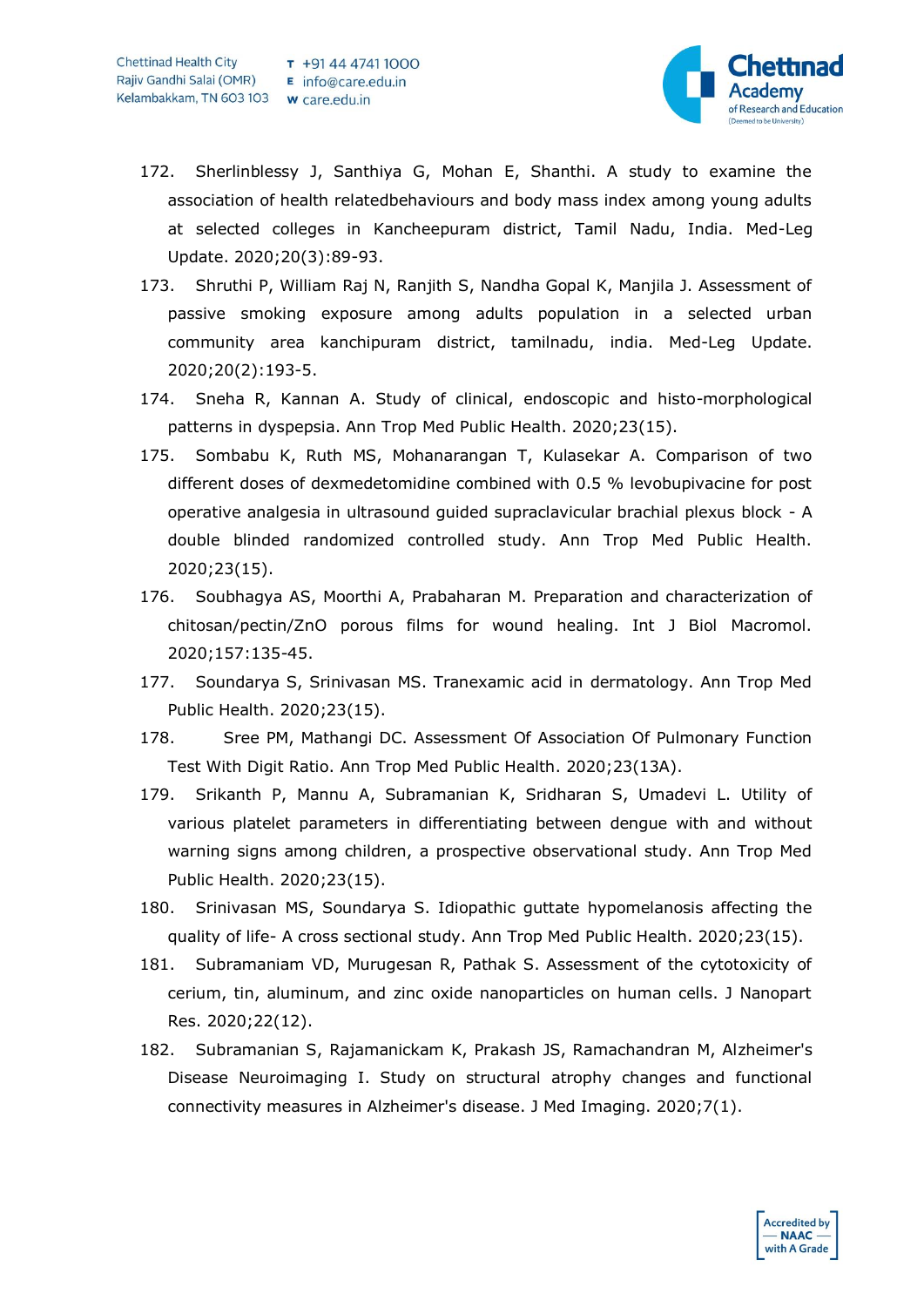172. Sherlinblessy J, Santhiya G, Mohan E, Shanthi. A study to examine the association of health relatedbehaviours and body mass index among young adults at selected colleges in Kancheepuram district, Tamil Nadu, India. Med-Leg Update. 2020;20(3):89-93.
173. Shruthi P, William Raj N, Ranjith S, Nandha Gopal K, Manjila J. Assessment of passive smoking exposure among adults population in a selected urban community area kanchipuram district, tamilnadu, india. Med-Leg Update. 2020;20(2):193-5.
174. Sneha R, Kannan A. Study of clinical, endoscopic and histo-morphological patterns in dyspepsia. Ann Trop Med Public Health. 2020;23(15).
175. Sombabu K, Ruth MS, Mohanarangan T, Kulasekar A. Comparison of two different doses of dexmedetomidine combined with 0.5 % levobupivacine for post operative analgesia in ultrasound guided supraclavicular brachial plexus block - A double blinded randomized controlled study. Ann Trop Med Public Health. 2020;23(15).
176. Soubhagya AS, Moorthi A, Prabaharan M. Preparation and characterization of chitosan/pectin/ZnO porous films for wound healing. Int J Biol Macromol. 2020;157:135-45.
177. Soundarya S, Srinivasan MS. Tranexamic acid in dermatology. Ann Trop Med Public Health. 2020;23(15).
178. Sree PM, Mathangi DC. Assessment Of Association Of Pulmonary Function Test With Digit Ratio. Ann Trop Med Public Health. 2020;23(13A).
179. Srikanth P, Mannu A, Subramanian K, Sridharan S, Umadevi L. Utility of various platelet parameters in differentiating between dengue with and without warning signs among children, a prospective observational study. Ann Trop Med Public Health. 2020;23(15).
180. Srinivasan MS, Soundarya S. Idiopathic guttate hypomelanosis affecting the quality of life- A cross sectional study. Ann Trop Med Public Health. 2020;23(15).
181. Subramaniam VD, Murugesan R, Pathak S. Assessment of the cytotoxicity of cerium, tin, aluminum, and zinc oxide nanoparticles on human cells. J Nanopart Res. 2020;22(12).
182. Subramanian S, Rajamanickam K, Prakash JS, Ramachandran M, Alzheimer's Disease Neuroimaging I. Study on structural atrophy changes and functional connectivity measures in Alzheimer's disease. J Med Imaging. 2020;7(1).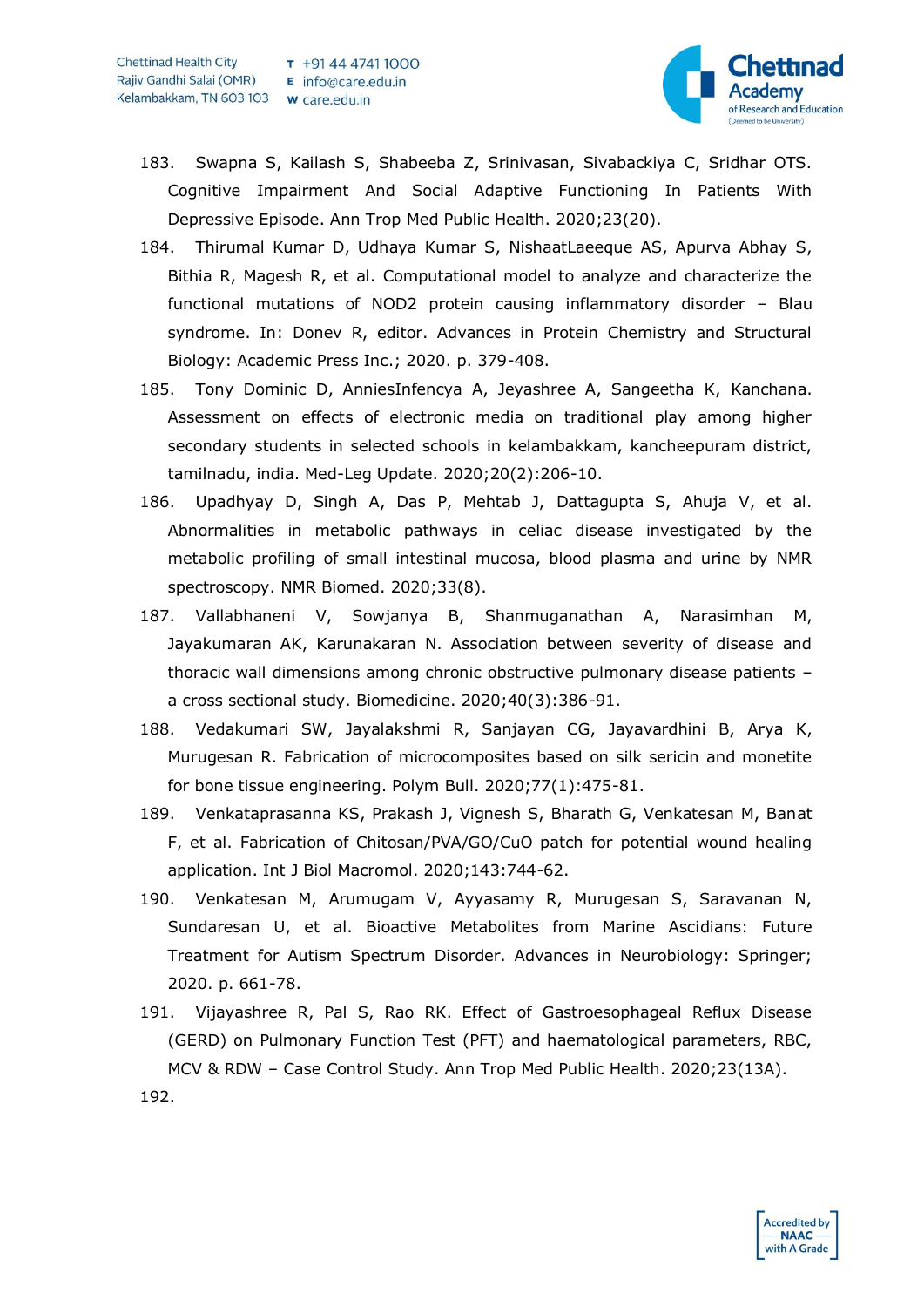183. Swapna S, Kailash S, Shabeeba Z, Srinivasan, Sivabackiya C, Sridhar OTS. Cognitive Impairment And Social Adaptive Functioning In Patients With Depressive Episode. Ann Trop Med Public Health. 2020;23(20).

184. Thirumal Kumar D, Udhaya Kumar S, NishaatLaeeque AS, Apurva Abhay S, Bithia R, Magesh R, et al. Computational model to analyze and characterize the functional mutations of NOD2 protein causing inflammatory disorder – Blau syndrome. In: Donev R, editor. Advances in Protein Chemistry and Structural Biology: Academic Press Inc.; 2020. p. 379-408.

185. Tony Dominic D, AnniesInfencya A, Jeyashree A, Sangeetha K, Kanchana. Assessment on effects of electronic media on traditional play among higher secondary students in selected schools in kelambakkam, kancheepuram district, tamilnadu, india. Med-Leg Update. 2020;20(2):206-10.

186. Upadhyay D, Singh A, Das P, Mehtab J, Dattagupta S, Ahuja V, et al. Abnormalities in metabolic pathways in celiac disease investigated by the metabolic profiling of small intestinal mucosa, blood plasma and urine by NMR spectroscopy. NMR Biomed. 2020;33(8).

187. Vallabhaneni V, Sowjanya B, Shanmuganathan A, Narasimhan M, Jayakumaran AK, Karunakaran N. Association between severity of disease and thoracic wall dimensions among chronic obstructive pulmonary disease patients – a cross sectional study. Biomedicine. 2020;40(3):386-91.

188. Vedakumari SW, Jayalakshmi R, Sanjayan CG, Jayavardhini B, Arya K, Murugesan R. Fabrication of microcomposites based on silk sericin and monetite for bone tissue engineering. Polym Bull. 2020;77(1):475-81.

189. Venkataprasanna KS, Prakash J, Vignesh S, Bharath G, Venkatesan M, Banat F, et al. Fabrication of Chitosan/PVA/GO/CuO patch for potential wound healing application. Int J Biol Macromol. 2020;143:744-62.

190. Venkatesan M, Arumugam V, Ayyasamy R, Murugesan S, Saravanan N, Sundaresan U, et al. Bioactive Metabolites from Marine Ascidians: Future Treatment for Autism Spectrum Disorder. Advances in Neurobiology: Springer; 2020. p. 661-78.

191. Vijayashree R, Pal S, Rao RK. Effect of Gastroesophageal Reflux Disease (GERD) on Pulmonary Function Test (PFT) and haematological parameters, RBC, MCV & RDW – Case Control Study. Ann Trop Med Public Health. 2020;23(13A).

192.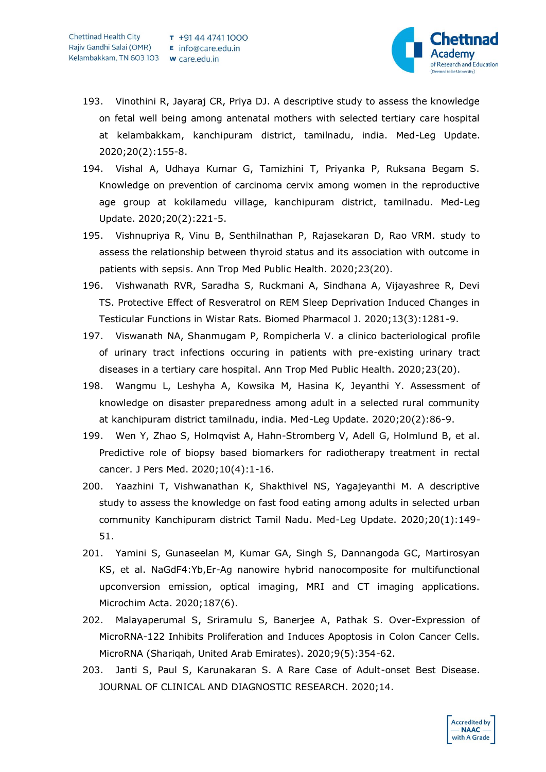193. Vinothini R, Jayaraj CR, Priya DJ. A descriptive study to assess the knowledge on fetal well being among antenatal mothers with selected tertiary care hospital at kelambakkam, kanchipuram district, tamilnadu, india. Med-Leg Update. 2020;20(2):155-8.
194. Vishal A, Udhaya Kumar G, Tamizhini T, Priyanka P, Ruksana Begam S. Knowledge on prevention of carcinoma cervix among women in the reproductive age group at kokilamedu village, kanchipuram district, tamilnadu. Med-Leg Update. 2020;20(2):221-5.
195. Vishnupriya R, Vinu B, Senthilnathan P, Rajasekaran D, Rao VRM. study to assess the relationship between thyroid status and its association with outcome in patients with sepsis. Ann Trop Med Public Health. 2020;23(20).
196. Vishwanath RVR, Saradha S, Ruckmani A, Sindhana A, Vijayashree R, Devi TS. Protective Effect of Resveratrol on REM Sleep Deprivation Induced Changes in Testicular Functions in Wistar Rats. Biomed Pharmacol J. 2020;13(3):1281-9.
197. Viswanath NA, Shanmugam P, Rompicherla V. a clinico bacteriological profile of urinary tract infections occuring in patients with pre-existing urinary tract diseases in a tertiary care hospital. Ann Trop Med Public Health. 2020;23(20).
198. Wangmu L, Leshyha A, Kowsika M, Hasina K, Jeyanthi Y. Assessment of knowledge on disaster preparedness among adult in a selected rural community at kanchipuram district tamilnadu, india. Med-Leg Update. 2020;20(2):86-9.
199. Wen Y, Zhao S, Holmqvist A, Hahn-Stromberg V, Adell G, Holmlund B, et al. Predictive role of biopsy based biomarkers for radiotherapy treatment in rectal cancer. J Pers Med. 2020;10(4):1-16.
200. Yaazhini T, Vishwanathan K, Shakthivel NS, Yagajeyanthi M. A descriptive study to assess the knowledge on fast food eating among adults in selected urban community Kanchipuram district Tamil Nadu. Med-Leg Update. 2020;20(1):149-51.
201. Yamini S, Gunaseelan M, Kumar GA, Singh S, Dannangoda GC, Martirosyan KS, et al. NaGdF4:Yb,Er-Ag nanowire hybrid nanocomposite for multifunctional upconversion emission, optical imaging, MRI and CT imaging applications. Microchim Acta. 2020;187(6).
202. Malayaperumal S, Sriramulu S, Banerjee A, Pathak S. Over-Expression of MicroRNA-122 Inhibits Proliferation and Induces Apoptosis in Colon Cancer Cells. MicroRNA (Shariqah, United Arab Emirates). 2020;9(5):354-62.
203. Janti S, Paul S, Karunakaran S. A Rare Case of Adult-onset Best Disease. JOURNAL OF CLINICAL AND DIAGNOSTIC RESEARCH. 2020;14.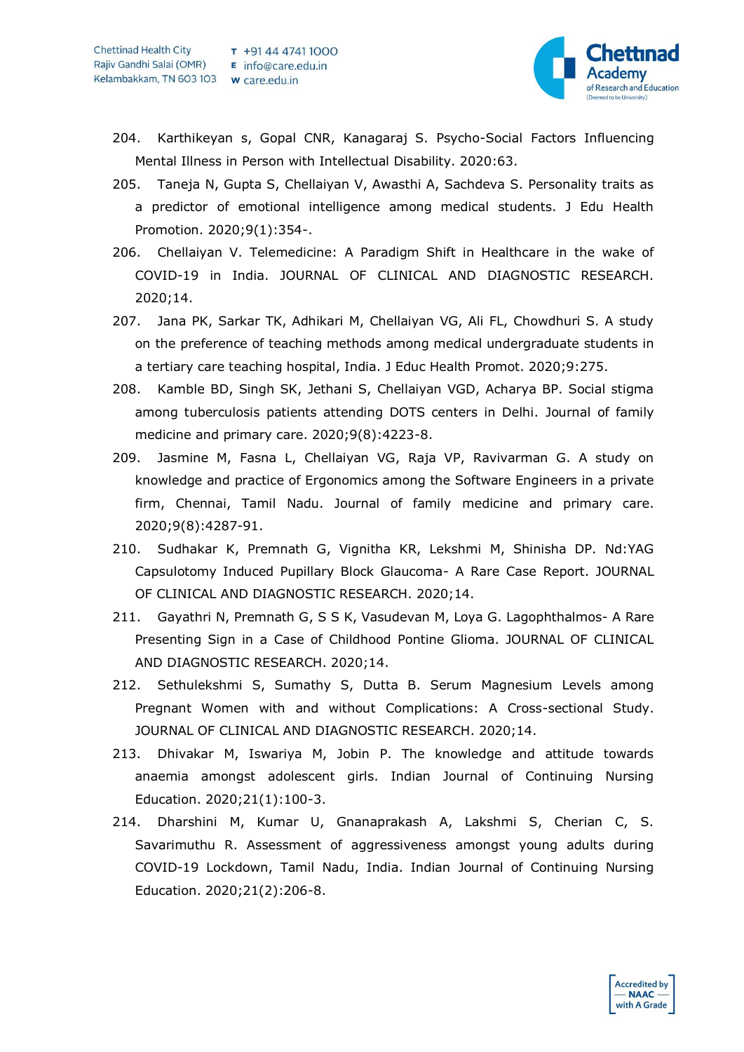204. Karthikeyan s, Gopal CNR, Kanagaraj S. Psycho-Social Factors Influencing Mental Illness in Person with Intellectual Disability. 2020:63.

205. Taneja N, Gupta S, Chellaiyan V, Awasthi A, Sachdeva S. Personality traits as a predictor of emotional intelligence among medical students. J Edu Health Promotion. 2020;9(1):354-.

206. Chellaiyan V. Telemedicine: A Paradigm Shift in Healthcare in the wake of COVID-19 in India. JOURNAL OF CLINICAL AND DIAGNOSTIC RESEARCH. 2020;14.

207. Jana PK, Sarkar TK, Adhikari M, Chellaiyan VG, Ali FL, Chowdhuri S. A study on the preference of teaching methods among medical undergraduate students in a tertiary care teaching hospital, India. J Educ Health Promot. 2020;9:275.

208. Kamble BD, Singh SK, Jethani S, Chellaiyan VGD, Acharya BP. Social stigma among tuberculosis patients attending DOTS centers in Delhi. Journal of family medicine and primary care. 2020;9(8):4223-8.

209. Jasmine M, Fasna L, Chellaiyan VG, Raja VP, Ravivarman G. A study on knowledge and practice of Ergonomics among the Software Engineers in a private firm, Chennai, Tamil Nadu. Journal of family medicine and primary care. 2020;9(8):4287-91.

210. Sudhakar K, Premnath G, Vignitha KR, Lekshmi M, Shinisha DP. Nd:YAG Capsulotomy Induced Pupillary Block Glaucoma- A Rare Case Report. JOURNAL OF CLINICAL AND DIAGNOSTIC RESEARCH. 2020;14.

211. Gayathri N, Premnath G, S S K, Vasudevan M, Loya G. Lagophthalmos- A Rare Presenting Sign in a Case of Childhood Pontine Glioma. JOURNAL OF CLINICAL AND DIAGNOSTIC RESEARCH. 2020;14.

212. Sethulekshmi S, Sumathy S, Dutta B. Serum Magnesium Levels among Pregnant Women with and without Complications: A Cross-sectional Study. JOURNAL OF CLINICAL AND DIAGNOSTIC RESEARCH. 2020;14.

213. Dhivakar M, Iswariya M, Jobin P. The knowledge and attitude towards anaemia amongst adolescent girls. Indian Journal of Continuing Nursing Education. 2020;21(1):100-3.

214. Dharshini M, Kumar U, Gnanaprakash A, Lakshmi S, Cherian C, S. Savarimuthu R. Assessment of aggressiveness amongst young adults during COVID-19 Lockdown, Tamil Nadu, India. Indian Journal of Continuing Nursing Education. 2020;21(2):206-8.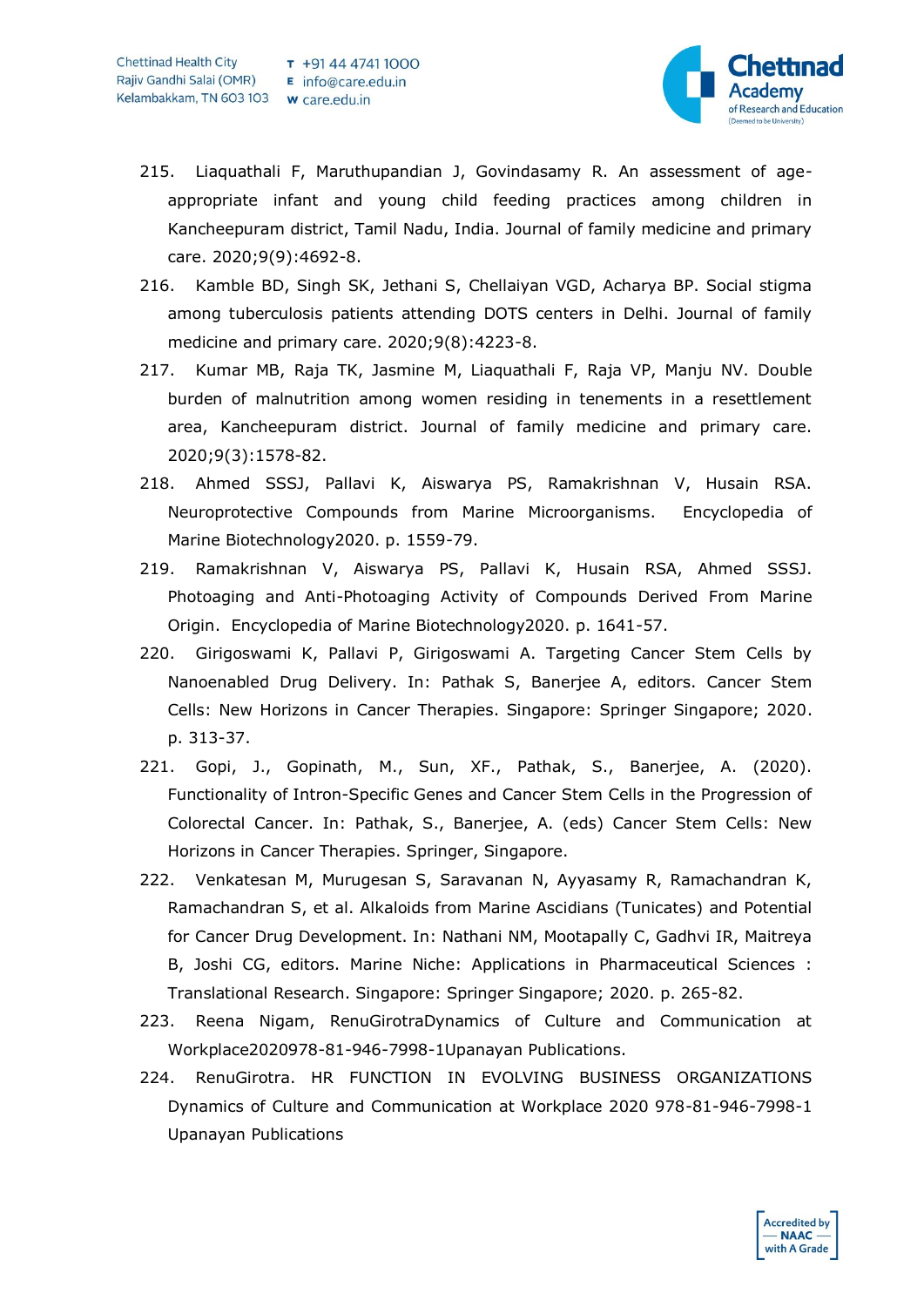215. Liaquathali F, Maruthupandian J, Govindasamy R. An assessment of age-appropriate infant and young child feeding practices among children in Kancheepuram district, Tamil Nadu, India. Journal of family medicine and primary care. 2020;9(9):4692-8.

216. Kamble BD, Singh SK, Jethani S, Chellaiyan VGD, Acharya BP. Social stigma among tuberculosis patients attending DOTS centers in Delhi. Journal of family medicine and primary care. 2020;9(8):4223-8.

217. Kumar MB, Raja TK, Jasmine M, Liaquathali F, Raja VP, Manju NV. Double burden of malnutrition among women residing in tenements in a resettlement area, Kancheepuram district. Journal of family medicine and primary care. 2020;9(3):1578-82.

218. Ahmed SSSJ, Pallavi K, Aiswarya PS, Ramakrishnan V, Husain RSA. Neuroprotective Compounds from Marine Microorganisms. Encyclopedia of Marine Biotechnology2020. p. 1559-79.

219. Ramakrishnan V, Aiswarya PS, Pallavi K, Husain RSA, Ahmed SSSJ. Photoaging and Anti-Photoaging Activity of Compounds Derived From Marine Origin. Encyclopedia of Marine Biotechnology2020. p. 1641-57.

220. Girigoswami K, Pallavi P, Girigoswami A. Targeting Cancer Stem Cells by Nanoenabled Drug Delivery. In: Pathak S, Banerjee A, editors. Cancer Stem Cells: New Horizons in Cancer Therapies. Singapore: Springer Singapore; 2020. p. 313-37.

221. Gopi, J., Gopinath, M., Sun, XF., Pathak, S., Banerjee, A. (2020). Functionality of Intron-Specific Genes and Cancer Stem Cells in the Progression of Colorectal Cancer. In: Pathak, S., Banerjee, A. (eds) Cancer Stem Cells: New Horizons in Cancer Therapies. Springer, Singapore.

222. Venkatesan M, Murugesan S, Saravanan N, Ayyasamy R, Ramachandran K, Ramachandran S, et al. Alkaloids from Marine Ascidians (Tunicates) and Potential for Cancer Drug Development. In: Nathani NM, Mootapally C, Gadhvi IR, Maitreya B, Joshi CG, editors. Marine Niche: Applications in Pharmaceutical Sciences : Translational Research. Singapore: Springer Singapore; 2020. p. 265-82.

223. Reena Nigam, RenuGirotraDynamics of Culture and Communication at Workplace2020978-81-946-7998-1Upanayan Publications.

224. RenuGirotra. HR FUNCTION IN EVOLVING BUSINESS ORGANIZATIONS Dynamics of Culture and Communication at Workplace 2020 978-81-946-7998-1 Upanayan Publications